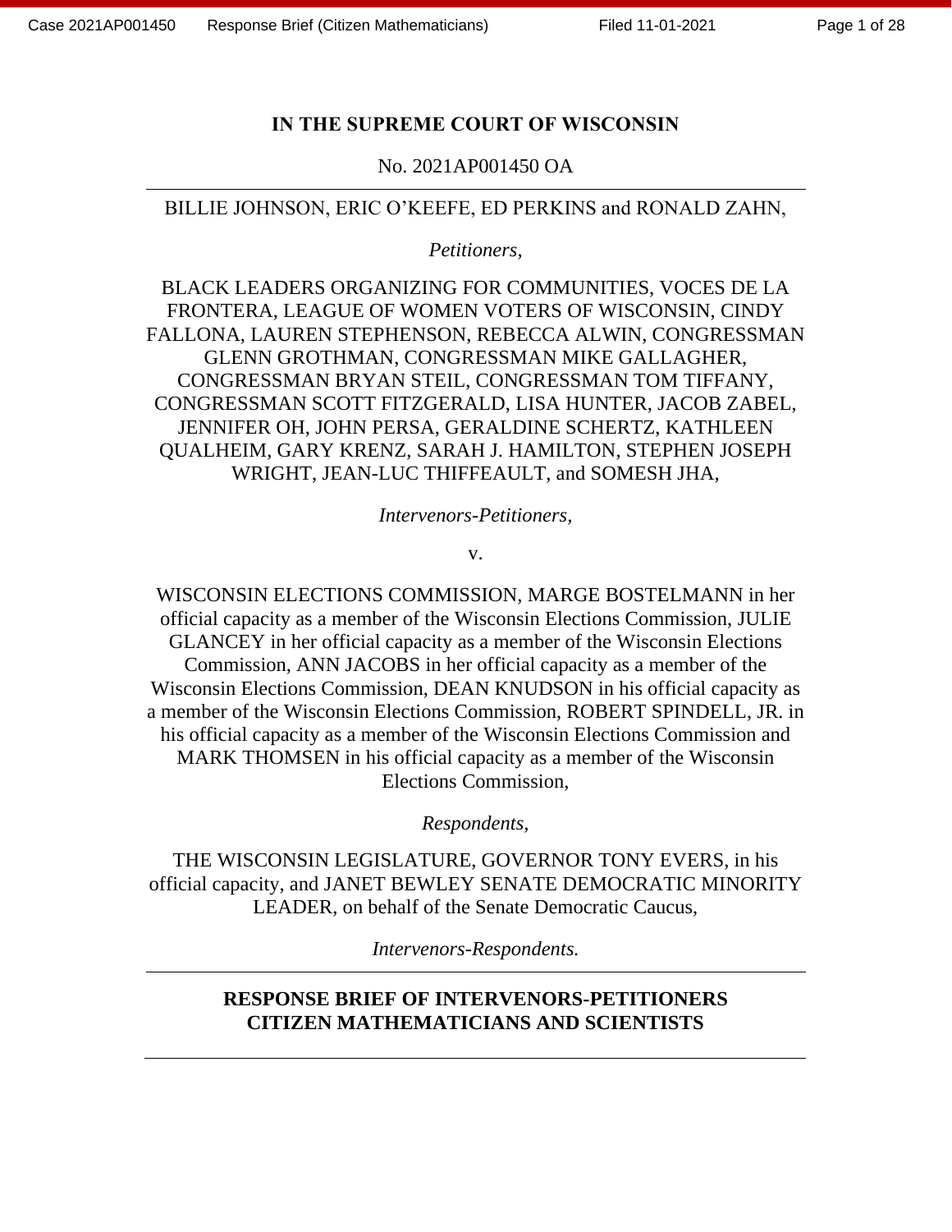# IN THE SUPREME COURT OF WISCONSIN

No. 2021AP001450 OA

---

BILLIE JOHNSON, ERIC O'KEEFE, ED PERKINS and RONALD ZAHN,

*Petitioners,*

BLACK LEADERS ORGANIZING FOR COMMUNITIES, VOCES DE LA FRONTERA, LEAGUE OF WOMEN VOTERS OF WISCONSIN, CINDY FALLONA, LAUREN STEPHENSON, REBECCA ALWIN, CONGRESSMAN GLENN GROTHMAN, CONGRESSMAN MIKE GALLAGHER, CONGRESSMAN BRYAN STEIL, CONGRESSMAN TOM TIFFANY, CONGRESSMAN SCOTT FITZGERALD, LISA HUNTER, JACOB ZABEL, JENNIFER OH, JOHN PERSA, GERALDINE SCHERTZ, KATHLEEN QUALHEIM, GARY KRENZ, SARAH J. HAMILTON, STEPHEN JOSEPH WRIGHT, JEAN-LUC THIFFEAULT, and SOMESH JHA,

*Intervenors-Petitioners,*

v.

WISCONSIN ELECTIONS COMMISSION, MARGE BOSTELMANN in her official capacity as a member of the Wisconsin Elections Commission, JULIE GLANCEY in her official capacity as a member of the Wisconsin Elections Commission, ANN JACOBS in her official capacity as a member of the Wisconsin Elections Commission, DEAN KNUDSON in his official capacity as a member of the Wisconsin Elections Commission, ROBERT SPINDELL, JR. in his official capacity as a member of the Wisconsin Elections Commission and MARK THOMSEN in his official capacity as a member of the Wisconsin Elections Commission,

*Respondents,*

THE WISCONSIN LEGISLATURE, GOVERNOR TONY EVERS, in his official capacity, and JANET BEWLEY SENATE DEMOCRATIC MINORITY LEADER, on behalf of the Senate Democratic Caucus,

*Intervenors-Respondents.*

---

## RESPONSE BRIEF OF INTERVENORS-PETITIONERS CITIZEN MATHEMATICIANS AND SCIENTISTS

---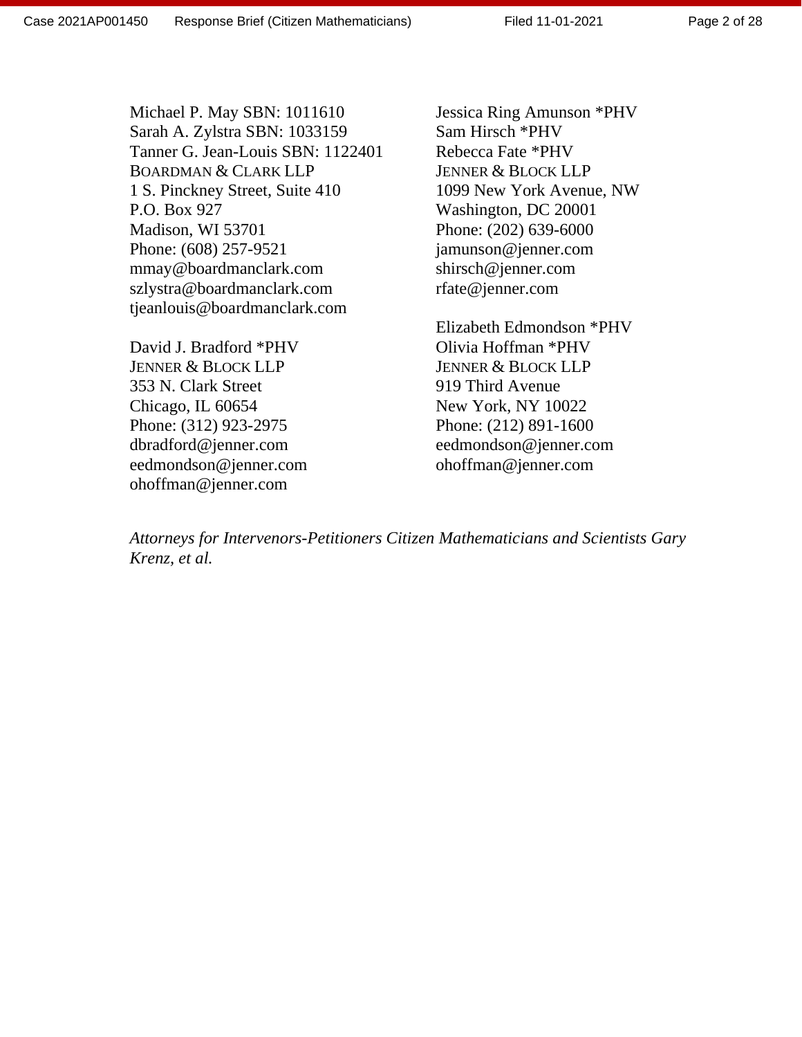Michael P. May SBN: 1011610
Sarah A. Zylstra SBN: 1033159
Tanner G. Jean-Louis SBN: 1122401
BOARDMAN & CLARK LLP
1 S. Pinckney Street, Suite 410
P.O. Box 927
Madison, WI 53701
Phone: (608) 257-9521
mmay@boardmanclark.com
szlystra@boardmanclark.com
tjeanlouis@boardmanclark.com

David J. Bradford *PHV
JENNER & BLOCK LLP
353 N. Clark Street
Chicago, IL 60654
Phone: (312) 923-2975
dbradford@jenner.com
eedmondson@jenner.com
ohoffman@jenner.com

Jessica Ring Amunson *PHV
Sam Hirsch *PHV
Rebecca Fate *PHV
JENNER & BLOCK LLP
1099 New York Avenue, NW
Washington, DC 20001
Phone: (202) 639-6000
jamunson@jenner.com
shirsch@jenner.com
rfate@jenner.com

Elizabeth Edmondson *PHV
Olivia Hoffman *PHV
JENNER & BLOCK LLP
919 Third Avenue
New York, NY 10022
Phone: (212) 891-1600
eedmondson@jenner.com
ohoffman@jenner.com

*Attorneys for Intervenors-Petitioners Citizen Mathematicians and Scientists Gary Krenz, et al.*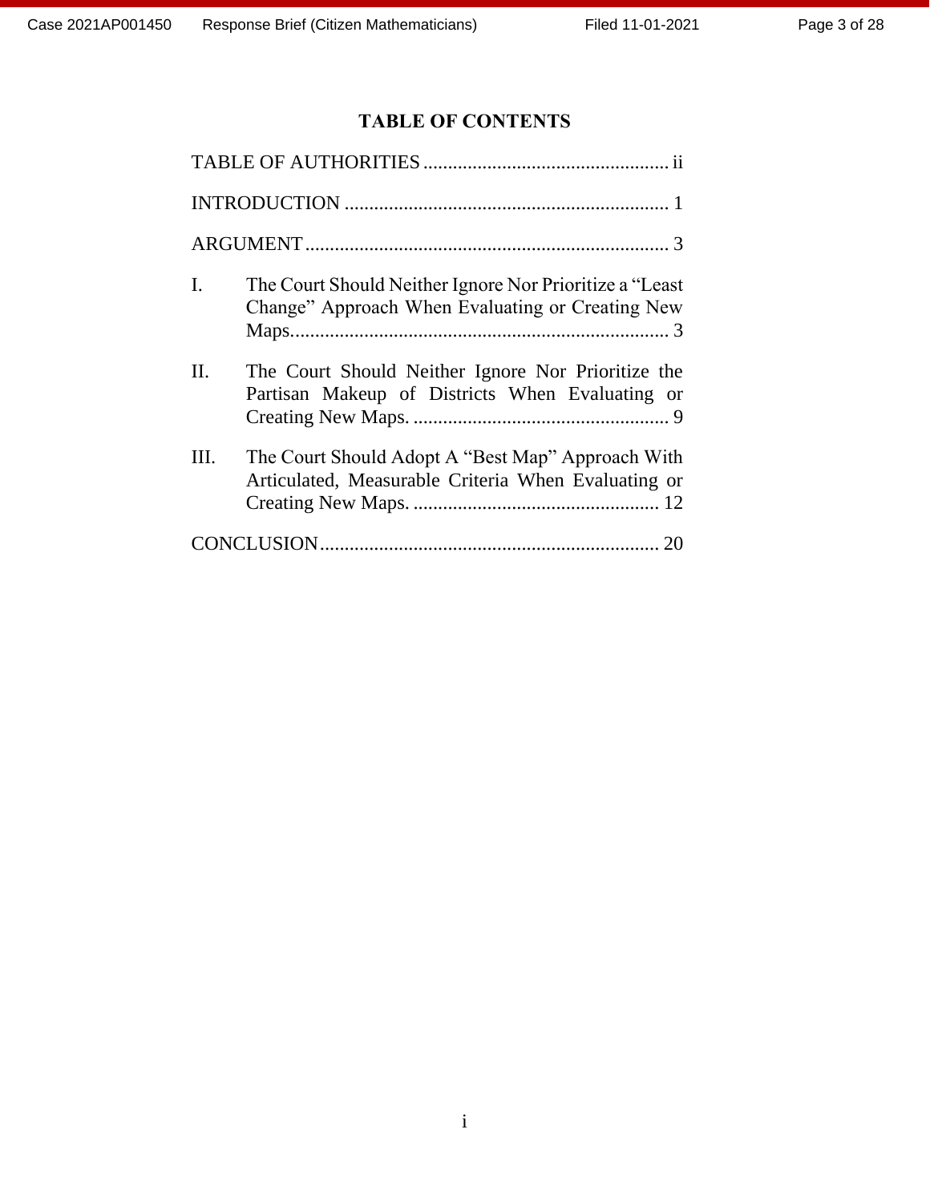# TABLE OF CONTENTS

TABLE OF AUTHORITIES .................................................. ii

INTRODUCTION .................................................................. 1

ARGUMENT .......................................................................... 3

I. The Court Should Neither Ignore Nor Prioritize a "Least Change" Approach When Evaluating or Creating New Maps............................................................................. 3

II. The Court Should Neither Ignore Nor Prioritize the Partisan Makeup of Districts When Evaluating or Creating New Maps. .................................................... 9

III. The Court Should Adopt A "Best Map" Approach With Articulated, Measurable Criteria When Evaluating or Creating New Maps. .................................................. 12

CONCLUSION..................................................................... 20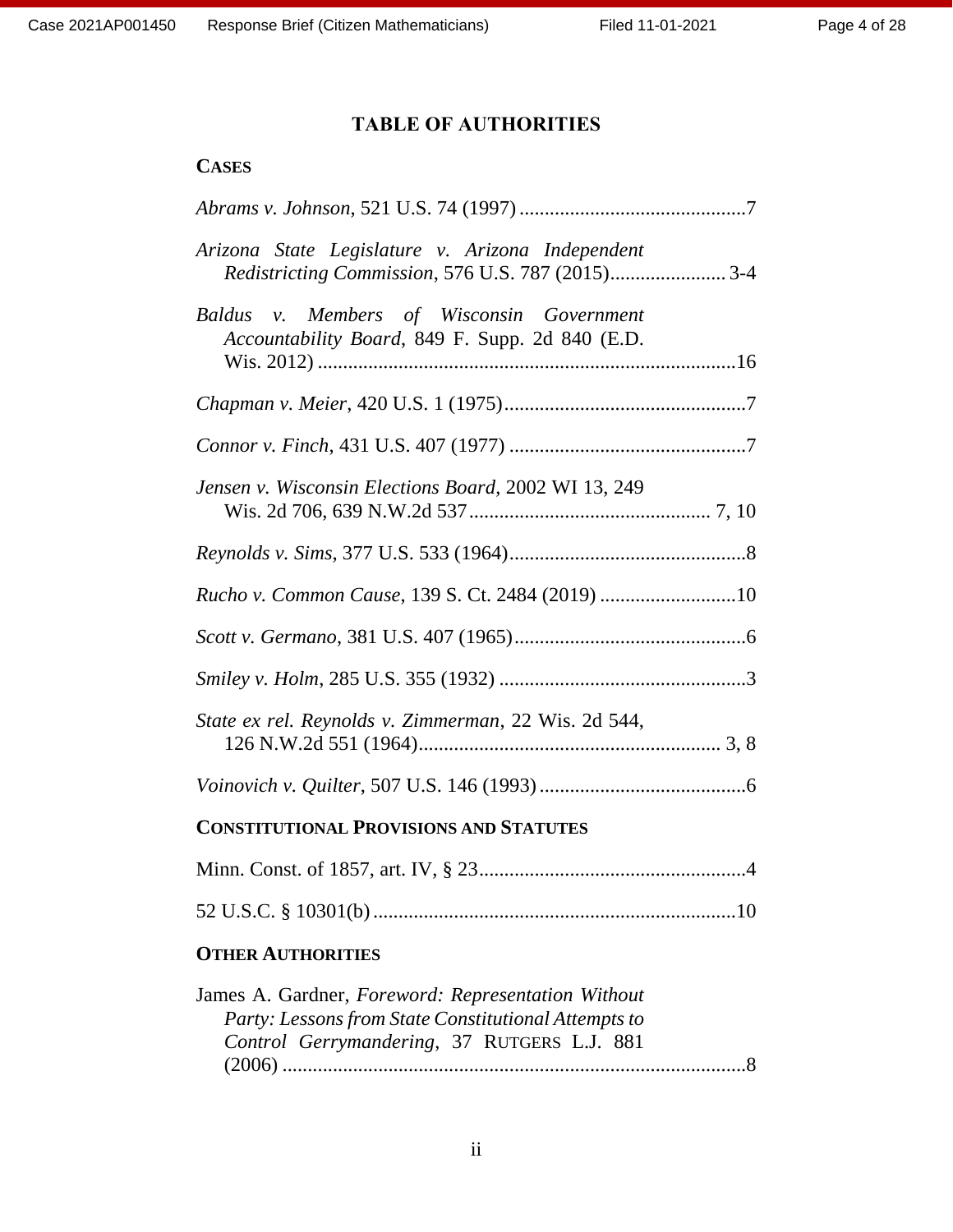## TABLE OF AUTHORITIES

### CASES

*Abrams v. Johnson*, 521 U.S. 74 (1997) ............................................7

*Arizona State Legislature v. Arizona Independent Redistricting Commission*, 576 U.S. 787 (2015)....................... 3-4

*Baldus v. Members of Wisconsin Government Accountability Board*, 849 F. Supp. 2d 840 (E.D. Wis. 2012) ...................................................................................16

*Chapman v. Meier*, 420 U.S. 1 (1975)................................................7

*Connor v. Finch*, 431 U.S. 407 (1977) ...............................................7

*Jensen v. Wisconsin Elections Board*, 2002 WI 13, 249 Wis. 2d 706, 639 N.W.2d 537................................................ 7, 10

*Reynolds v. Sims*, 377 U.S. 533 (1964)...............................................8

*Rucho v. Common Cause*, 139 S. Ct. 2484 (2019) ...........................10

*Scott v. Germano*, 381 U.S. 407 (1965)..............................................6

*Smiley v. Holm*, 285 U.S. 355 (1932) .................................................3

*State ex rel. Reynolds v. Zimmerman*, 22 Wis. 2d 544, 126 N.W.2d 551 (1964)............................................................ 3, 8

*Voinovich v. Quilter*, 507 U.S. 146 (1993).........................................6

### CONSTITUTIONAL PROVISIONS AND STATUTES

Minn. Const. of 1857, art. IV, § 23.....................................................4

52 U.S.C. § 10301(b) ........................................................................10

### OTHER AUTHORITIES

James A. Gardner, *Foreword: Representation Without Party: Lessons from State Constitutional Attempts to Control Gerrymandering*, 37 RUTGERS L.J. 881 (2006) ............................................................................................8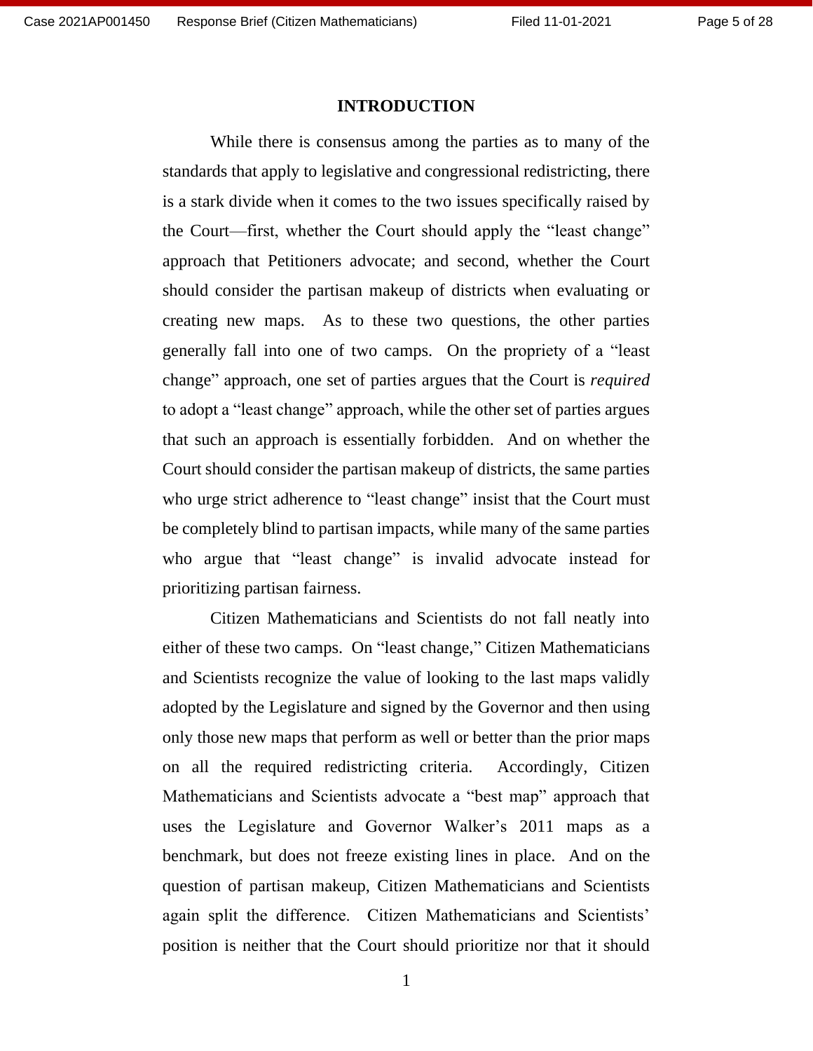# INTRODUCTION

While there is consensus among the parties as to many of the standards that apply to legislative and congressional redistricting, there is a stark divide when it comes to the two issues specifically raised by the Court—first, whether the Court should apply the "least change" approach that Petitioners advocate; and second, whether the Court should consider the partisan makeup of districts when evaluating or creating new maps. As to these two questions, the other parties generally fall into one of two camps. On the propriety of a "least change" approach, one set of parties argues that the Court is *required* to adopt a "least change" approach, while the other set of parties argues that such an approach is essentially forbidden. And on whether the Court should consider the partisan makeup of districts, the same parties who urge strict adherence to "least change" insist that the Court must be completely blind to partisan impacts, while many of the same parties who argue that "least change" is invalid advocate instead for prioritizing partisan fairness.

Citizen Mathematicians and Scientists do not fall neatly into either of these two camps. On "least change," Citizen Mathematicians and Scientists recognize the value of looking to the last maps validly adopted by the Legislature and signed by the Governor and then using only those new maps that perform as well or better than the prior maps on all the required redistricting criteria. Accordingly, Citizen Mathematicians and Scientists advocate a "best map" approach that uses the Legislature and Governor Walker's 2011 maps as a benchmark, but does not freeze existing lines in place. And on the question of partisan makeup, Citizen Mathematicians and Scientists again split the difference. Citizen Mathematicians and Scientists' position is neither that the Court should prioritize nor that it should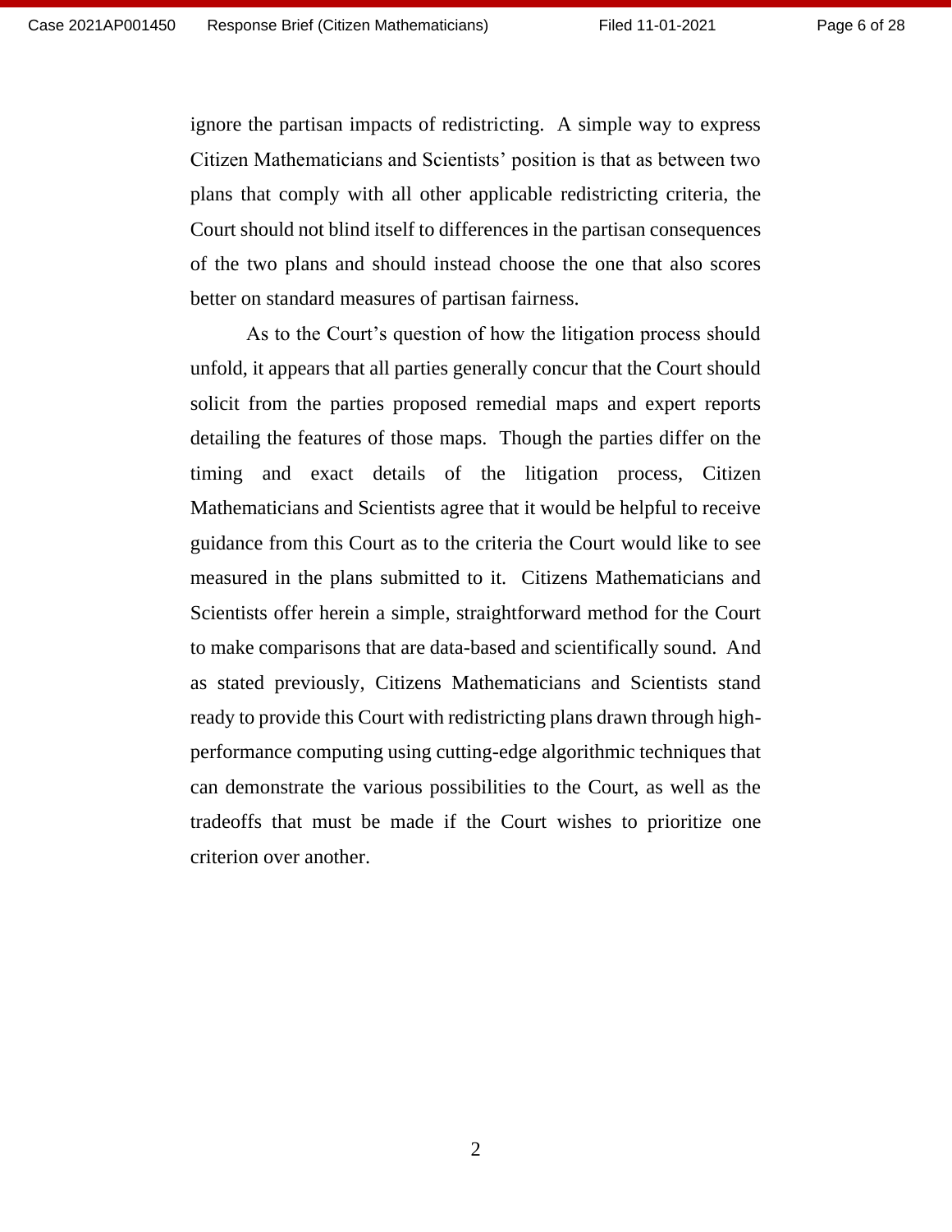ignore the partisan impacts of redistricting. A simple way to express Citizen Mathematicians and Scientists' position is that as between two plans that comply with all other applicable redistricting criteria, the Court should not blind itself to differences in the partisan consequences of the two plans and should instead choose the one that also scores better on standard measures of partisan fairness.

As to the Court's question of how the litigation process should unfold, it appears that all parties generally concur that the Court should solicit from the parties proposed remedial maps and expert reports detailing the features of those maps. Though the parties differ on the timing and exact details of the litigation process, Citizen Mathematicians and Scientists agree that it would be helpful to receive guidance from this Court as to the criteria the Court would like to see measured in the plans submitted to it. Citizens Mathematicians and Scientists offer herein a simple, straightforward method for the Court to make comparisons that are data-based and scientifically sound. And as stated previously, Citizens Mathematicians and Scientists stand ready to provide this Court with redistricting plans drawn through high-performance computing using cutting-edge algorithmic techniques that can demonstrate the various possibilities to the Court, as well as the tradeoffs that must be made if the Court wishes to prioritize one criterion over another.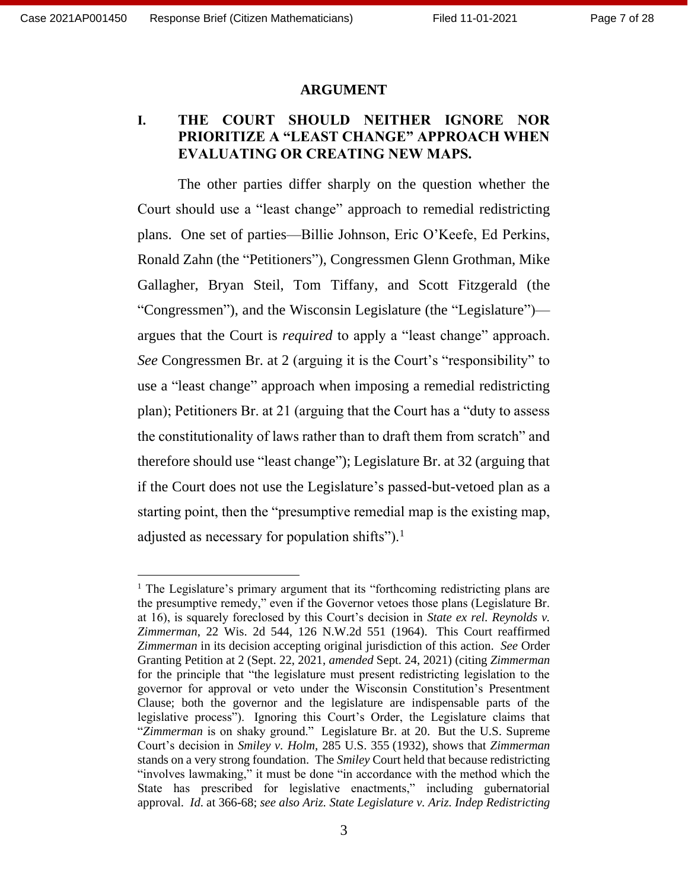## ARGUMENT

### I. THE COURT SHOULD NEITHER IGNORE NOR PRIORITIZE A "LEAST CHANGE" APPROACH WHEN EVALUATING OR CREATING NEW MAPS.

The other parties differ sharply on the question whether the Court should use a "least change" approach to remedial redistricting plans. One set of parties—Billie Johnson, Eric O'Keefe, Ed Perkins, Ronald Zahn (the "Petitioners"), Congressmen Glenn Grothman, Mike Gallagher, Bryan Steil, Tom Tiffany, and Scott Fitzgerald (the "Congressmen"), and the Wisconsin Legislature (the "Legislature")—argues that the Court is *required* to apply a "least change" approach. *See* Congressmen Br. at 2 (arguing it is the Court's "responsibility" to use a "least change" approach when imposing a remedial redistricting plan); Petitioners Br. at 21 (arguing that the Court has a "duty to assess the constitutionality of laws rather than to draft them from scratch" and therefore should use "least change"); Legislature Br. at 32 (arguing that if the Court does not use the Legislature's passed-but-vetoed plan as a starting point, then the "presumptive remedial map is the existing map, adjusted as necessary for population shifts").[1]

---

[1] The Legislature's primary argument that its "forthcoming redistricting plans are the presumptive remedy," even if the Governor vetoes those plans (Legislature Br. at 16), is squarely foreclosed by this Court's decision in *State ex rel. Reynolds v. Zimmerman*, 22 Wis. 2d 544, 126 N.W.2d 551 (1964). This Court reaffirmed *Zimmerman* in its decision accepting original jurisdiction of this action. *See* Order Granting Petition at 2 (Sept. 22, 2021, *amended* Sept. 24, 2021) (citing *Zimmerman* for the principle that "the legislature must present redistricting legislation to the governor for approval or veto under the Wisconsin Constitution's Presentment Clause; both the governor and the legislature are indispensable parts of the legislative process"). Ignoring this Court's Order, the Legislature claims that "*Zimmerman* is on shaky ground." Legislature Br. at 20. But the U.S. Supreme Court's decision in *Smiley v. Holm*, 285 U.S. 355 (1932), shows that *Zimmerman* stands on a very strong foundation. The *Smiley* Court held that because redistricting "involves lawmaking," it must be done "in accordance with the method which the State has prescribed for legislative enactments," including gubernatorial approval. *Id.* at 366-68; *see also Ariz. State Legislature v. Ariz. Indep Redistricting*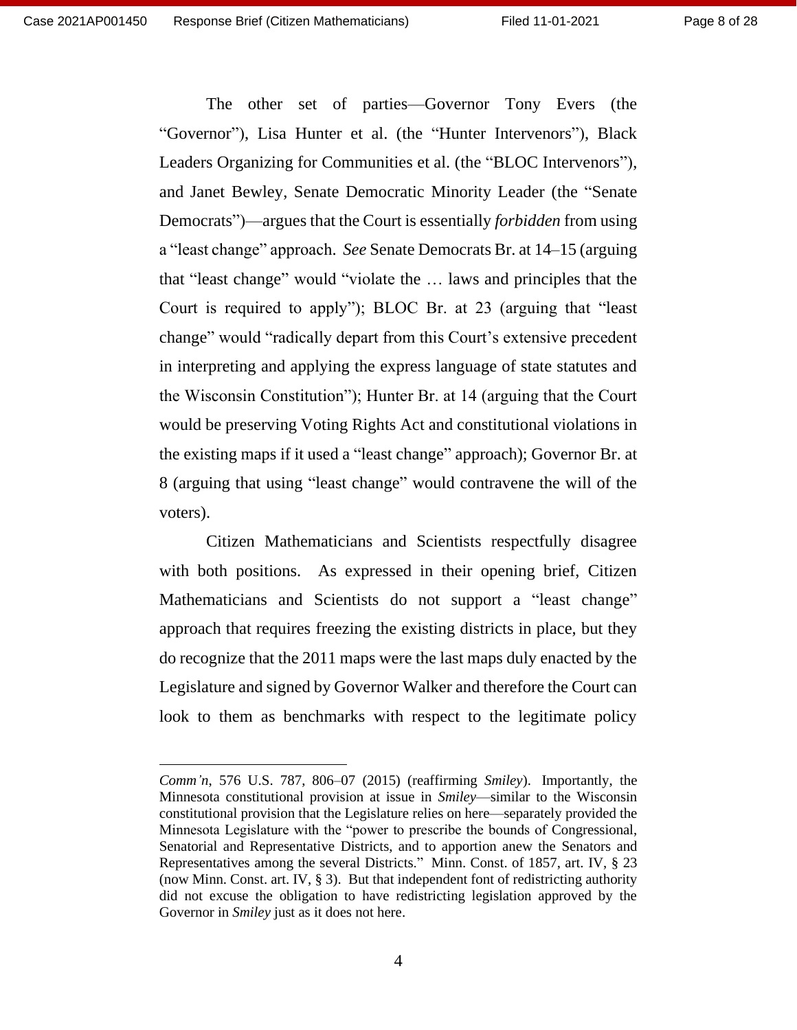The other set of parties—Governor Tony Evers (the "Governor"), Lisa Hunter et al. (the "Hunter Intervenors"), Black Leaders Organizing for Communities et al. (the "BLOC Intervenors"), and Janet Bewley, Senate Democratic Minority Leader (the "Senate Democrats")—argues that the Court is essentially *forbidden* from using a "least change" approach. *See* Senate Democrats Br. at 14–15 (arguing that "least change" would "violate the … laws and principles that the Court is required to apply"); BLOC Br. at 23 (arguing that "least change" would "radically depart from this Court's extensive precedent in interpreting and applying the express language of state statutes and the Wisconsin Constitution"); Hunter Br. at 14 (arguing that the Court would be preserving Voting Rights Act and constitutional violations in the existing maps if it used a "least change" approach); Governor Br. at 8 (arguing that using "least change" would contravene the will of the voters).

Citizen Mathematicians and Scientists respectfully disagree with both positions. As expressed in their opening brief, Citizen Mathematicians and Scientists do not support a "least change" approach that requires freezing the existing districts in place, but they do recognize that the 2011 maps were the last maps duly enacted by the Legislature and signed by Governor Walker and therefore the Court can look to them as benchmarks with respect to the legitimate policy

---

*Comm'n*, 576 U.S. 787, 806–07 (2015) (reaffirming *Smiley*). Importantly, the Minnesota constitutional provision at issue in *Smiley*—similar to the Wisconsin constitutional provision that the Legislature relies on here—separately provided the Minnesota Legislature with the "power to prescribe the bounds of Congressional, Senatorial and Representative Districts, and to apportion anew the Senators and Representatives among the several Districts." Minn. Const. of 1857, art. IV, § 23 (now Minn. Const. art. IV, § 3). But that independent font of redistricting authority did not excuse the obligation to have redistricting legislation approved by the Governor in *Smiley* just as it does not here.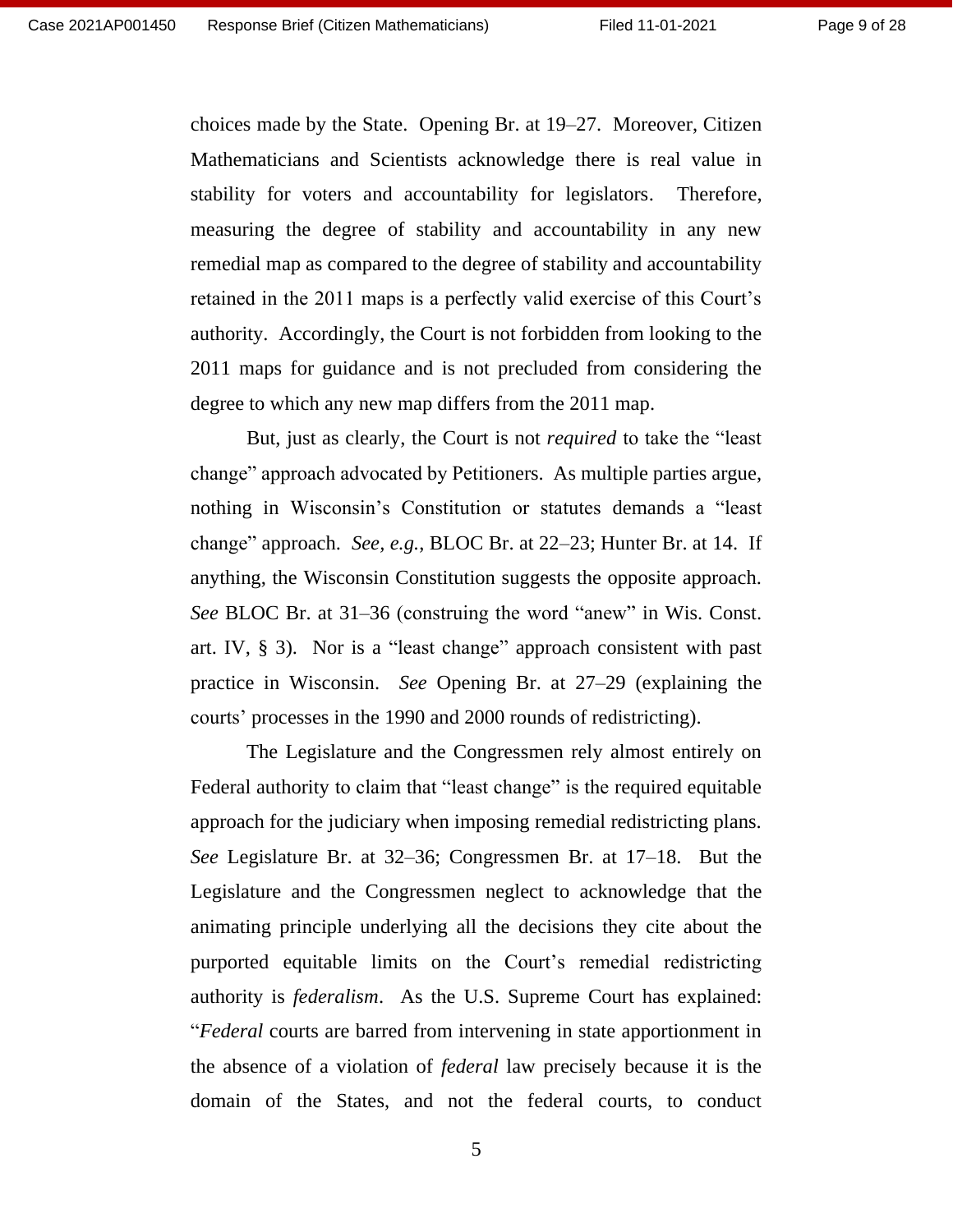choices made by the State. Opening Br. at 19–27. Moreover, Citizen Mathematicians and Scientists acknowledge there is real value in stability for voters and accountability for legislators. Therefore, measuring the degree of stability and accountability in any new remedial map as compared to the degree of stability and accountability retained in the 2011 maps is a perfectly valid exercise of this Court's authority. Accordingly, the Court is not forbidden from looking to the 2011 maps for guidance and is not precluded from considering the degree to which any new map differs from the 2011 map.

But, just as clearly, the Court is not *required* to take the "least change" approach advocated by Petitioners. As multiple parties argue, nothing in Wisconsin's Constitution or statutes demands a "least change" approach. *See, e.g.*, BLOC Br. at 22–23; Hunter Br. at 14. If anything, the Wisconsin Constitution suggests the opposite approach. *See* BLOC Br. at 31–36 (construing the word "anew" in Wis. Const. art. IV, § 3). Nor is a "least change" approach consistent with past practice in Wisconsin. *See* Opening Br. at 27–29 (explaining the courts' processes in the 1990 and 2000 rounds of redistricting).

The Legislature and the Congressmen rely almost entirely on Federal authority to claim that "least change" is the required equitable approach for the judiciary when imposing remedial redistricting plans. *See* Legislature Br. at 32–36; Congressmen Br. at 17–18. But the Legislature and the Congressmen neglect to acknowledge that the animating principle underlying all the decisions they cite about the purported equitable limits on the Court's remedial redistricting authority is *federalism*. As the U.S. Supreme Court has explained: "*Federal* courts are barred from intervening in state apportionment in the absence of a violation of *federal* law precisely because it is the domain of the States, and not the federal courts, to conduct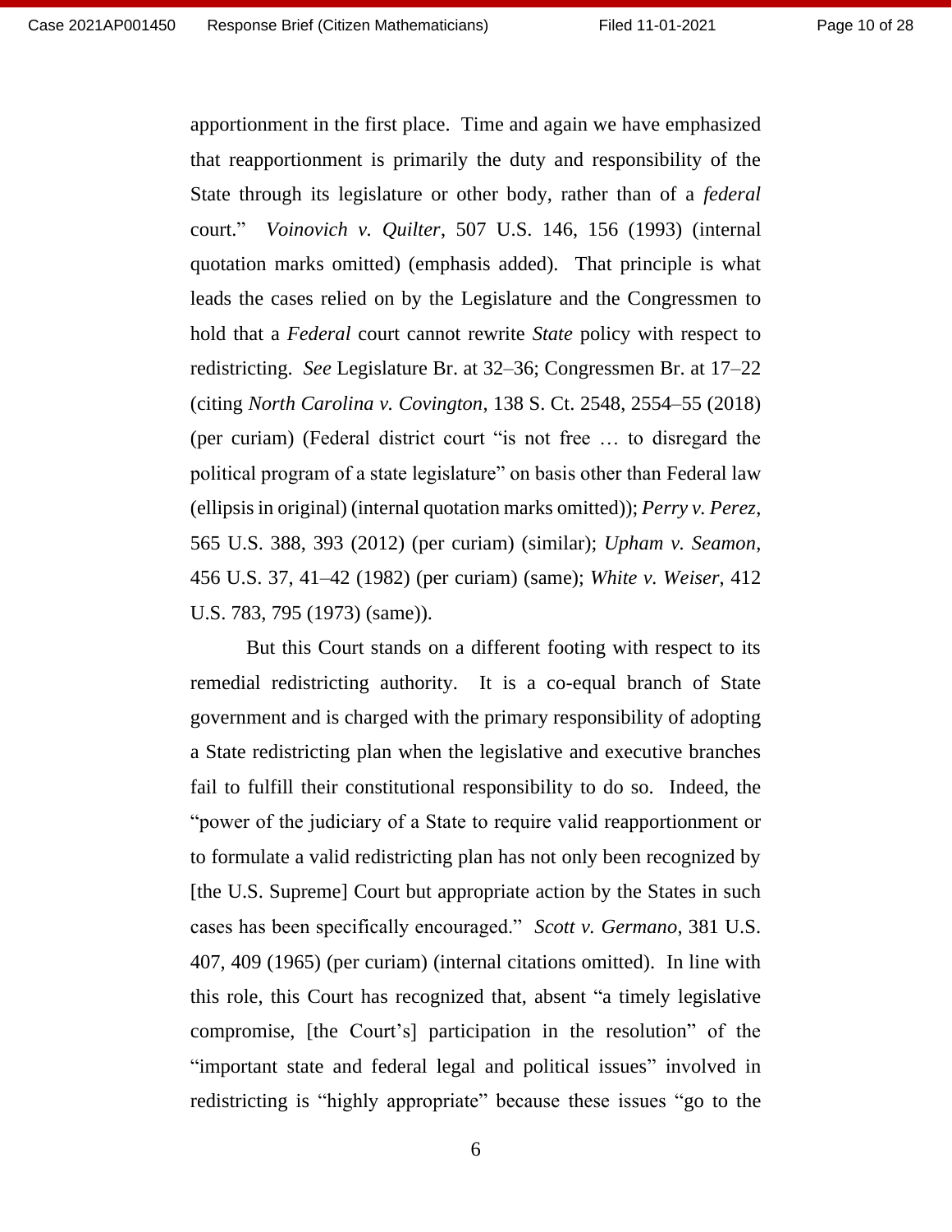apportionment in the first place. Time and again we have emphasized that reapportionment is primarily the duty and responsibility of the State through its legislature or other body, rather than of a *federal* court." *Voinovich v. Quilter*, 507 U.S. 146, 156 (1993) (internal quotation marks omitted) (emphasis added). That principle is what leads the cases relied on by the Legislature and the Congressmen to hold that a *Federal* court cannot rewrite *State* policy with respect to redistricting. *See* Legislature Br. at 32–36; Congressmen Br. at 17–22 (citing *North Carolina v. Covington*, 138 S. Ct. 2548, 2554–55 (2018) (per curiam) (Federal district court "is not free … to disregard the political program of a state legislature" on basis other than Federal law (ellipsis in original) (internal quotation marks omitted)); *Perry v. Perez*, 565 U.S. 388, 393 (2012) (per curiam) (similar); *Upham v. Seamon*, 456 U.S. 37, 41–42 (1982) (per curiam) (same); *White v. Weiser*, 412 U.S. 783, 795 (1973) (same)).

But this Court stands on a different footing with respect to its remedial redistricting authority. It is a co-equal branch of State government and is charged with the primary responsibility of adopting a State redistricting plan when the legislative and executive branches fail to fulfill their constitutional responsibility to do so. Indeed, the "power of the judiciary of a State to require valid reapportionment or to formulate a valid redistricting plan has not only been recognized by [the U.S. Supreme] Court but appropriate action by the States in such cases has been specifically encouraged." *Scott v. Germano*, 381 U.S. 407, 409 (1965) (per curiam) (internal citations omitted). In line with this role, this Court has recognized that, absent "a timely legislative compromise, [the Court's] participation in the resolution" of the "important state and federal legal and political issues" involved in redistricting is "highly appropriate" because these issues "go to the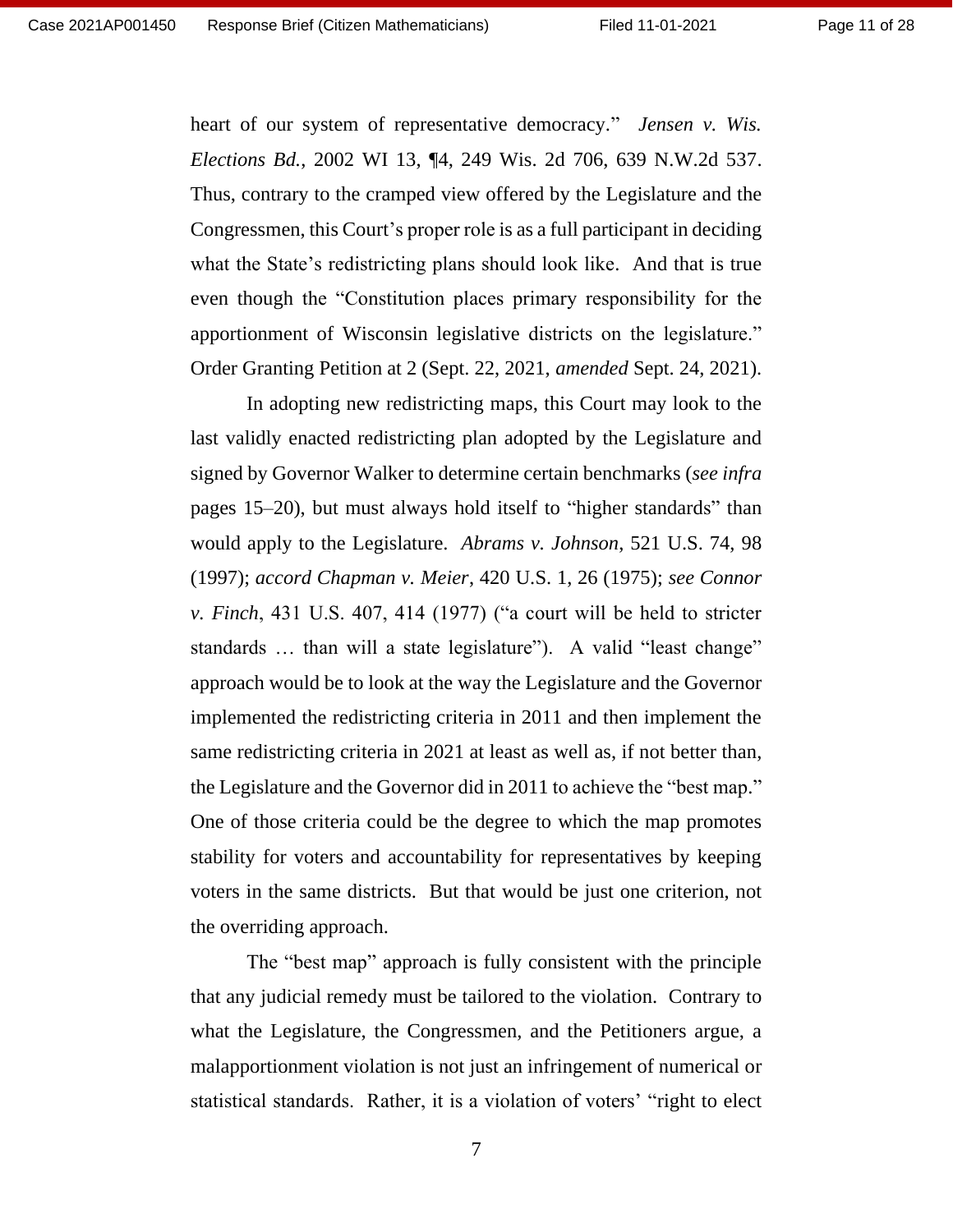heart of our system of representative democracy." *Jensen v. Wis. Elections Bd.*, 2002 WI 13, ¶4, 249 Wis. 2d 706, 639 N.W.2d 537. Thus, contrary to the cramped view offered by the Legislature and the Congressmen, this Court's proper role is as a full participant in deciding what the State's redistricting plans should look like. And that is true even though the "Constitution places primary responsibility for the apportionment of Wisconsin legislative districts on the legislature." Order Granting Petition at 2 (Sept. 22, 2021, *amended* Sept. 24, 2021).

In adopting new redistricting maps, this Court may look to the last validly enacted redistricting plan adopted by the Legislature and signed by Governor Walker to determine certain benchmarks (*see infra* pages 15–20), but must always hold itself to "higher standards" than would apply to the Legislature. *Abrams v. Johnson*, 521 U.S. 74, 98 (1997); *accord Chapman v. Meier*, 420 U.S. 1, 26 (1975); *see Connor v. Finch*, 431 U.S. 407, 414 (1977) ("a court will be held to stricter standards … than will a state legislature"). A valid "least change" approach would be to look at the way the Legislature and the Governor implemented the redistricting criteria in 2011 and then implement the same redistricting criteria in 2021 at least as well as, if not better than, the Legislature and the Governor did in 2011 to achieve the "best map." One of those criteria could be the degree to which the map promotes stability for voters and accountability for representatives by keeping voters in the same districts. But that would be just one criterion, not the overriding approach.

The "best map" approach is fully consistent with the principle that any judicial remedy must be tailored to the violation. Contrary to what the Legislature, the Congressmen, and the Petitioners argue, a malapportionment violation is not just an infringement of numerical or statistical standards. Rather, it is a violation of voters' "right to elect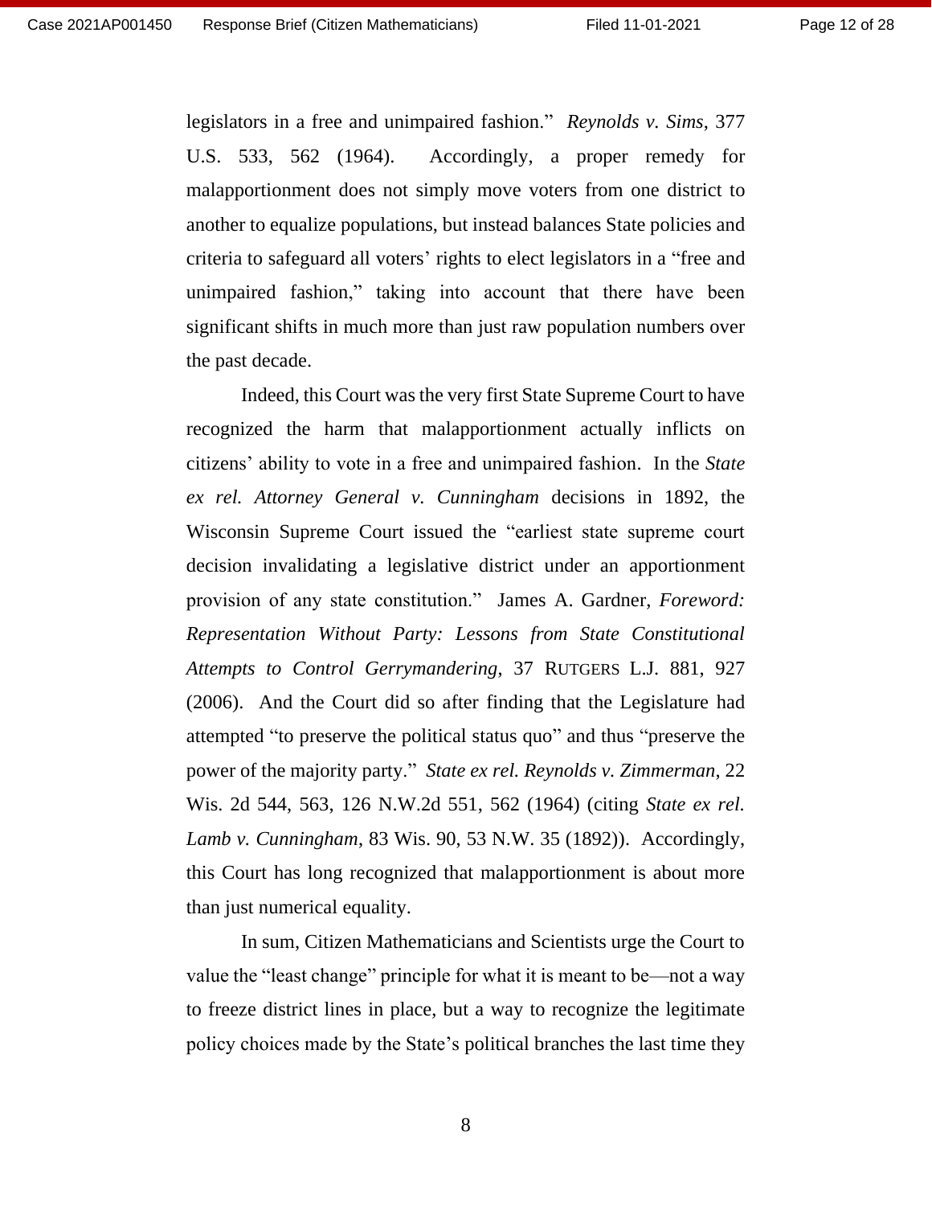legislators in a free and unimpaired fashion." *Reynolds v. Sims*, 377 U.S. 533, 562 (1964). Accordingly, a proper remedy for malapportionment does not simply move voters from one district to another to equalize populations, but instead balances State policies and criteria to safeguard all voters' rights to elect legislators in a "free and unimpaired fashion," taking into account that there have been significant shifts in much more than just raw population numbers over the past decade.

Indeed, this Court was the very first State Supreme Court to have recognized the harm that malapportionment actually inflicts on citizens' ability to vote in a free and unimpaired fashion. In the *State ex rel. Attorney General v. Cunningham* decisions in 1892, the Wisconsin Supreme Court issued the "earliest state supreme court decision invalidating a legislative district under an apportionment provision of any state constitution." James A. Gardner, *Foreword: Representation Without Party: Lessons from State Constitutional Attempts to Control Gerrymandering*, 37 RUTGERS L.J. 881, 927 (2006). And the Court did so after finding that the Legislature had attempted "to preserve the political status quo" and thus "preserve the power of the majority party." *State ex rel. Reynolds v. Zimmerman*, 22 Wis. 2d 544, 563, 126 N.W.2d 551, 562 (1964) (citing *State ex rel. Lamb v. Cunningham*, 83 Wis. 90, 53 N.W. 35 (1892)). Accordingly, this Court has long recognized that malapportionment is about more than just numerical equality.

In sum, Citizen Mathematicians and Scientists urge the Court to value the "least change" principle for what it is meant to be—not a way to freeze district lines in place, but a way to recognize the legitimate policy choices made by the State's political branches the last time they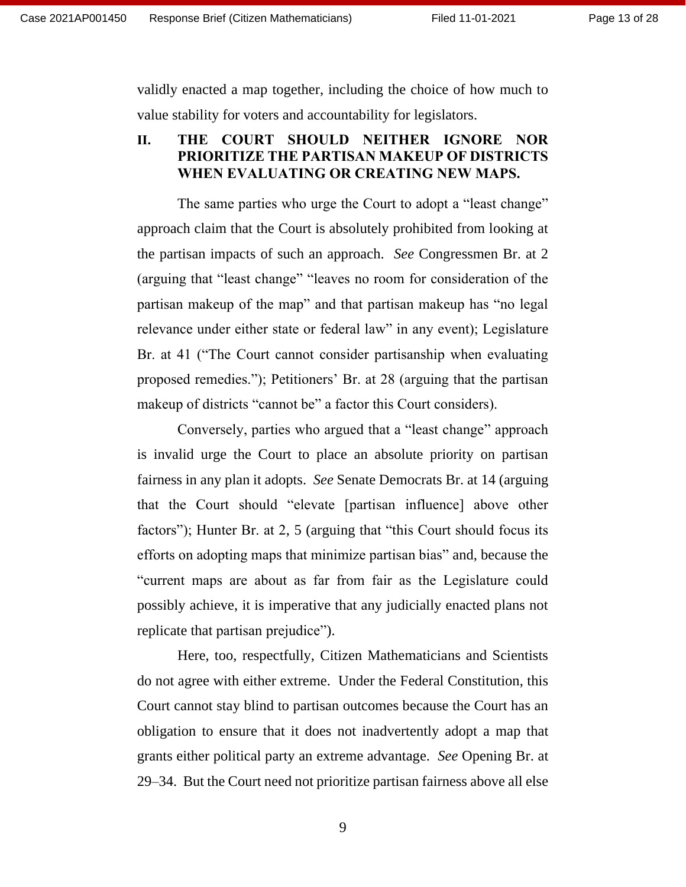validly enacted a map together, including the choice of how much to value stability for voters and accountability for legislators.

## II. THE COURT SHOULD NEITHER IGNORE NOR PRIORITIZE THE PARTISAN MAKEUP OF DISTRICTS WHEN EVALUATING OR CREATING NEW MAPS.

The same parties who urge the Court to adopt a "least change" approach claim that the Court is absolutely prohibited from looking at the partisan impacts of such an approach. *See* Congressmen Br. at 2 (arguing that "least change" "leaves no room for consideration of the partisan makeup of the map" and that partisan makeup has "no legal relevance under either state or federal law" in any event); Legislature Br. at 41 ("The Court cannot consider partisanship when evaluating proposed remedies."); Petitioners' Br. at 28 (arguing that the partisan makeup of districts "cannot be" a factor this Court considers).

Conversely, parties who argued that a "least change" approach is invalid urge the Court to place an absolute priority on partisan fairness in any plan it adopts. *See* Senate Democrats Br. at 14 (arguing that the Court should "elevate [partisan influence] above other factors"); Hunter Br. at 2, 5 (arguing that "this Court should focus its efforts on adopting maps that minimize partisan bias" and, because the "current maps are about as far from fair as the Legislature could possibly achieve, it is imperative that any judicially enacted plans not replicate that partisan prejudice").

Here, too, respectfully, Citizen Mathematicians and Scientists do not agree with either extreme. Under the Federal Constitution, this Court cannot stay blind to partisan outcomes because the Court has an obligation to ensure that it does not inadvertently adopt a map that grants either political party an extreme advantage. *See* Opening Br. at 29–34. But the Court need not prioritize partisan fairness above all else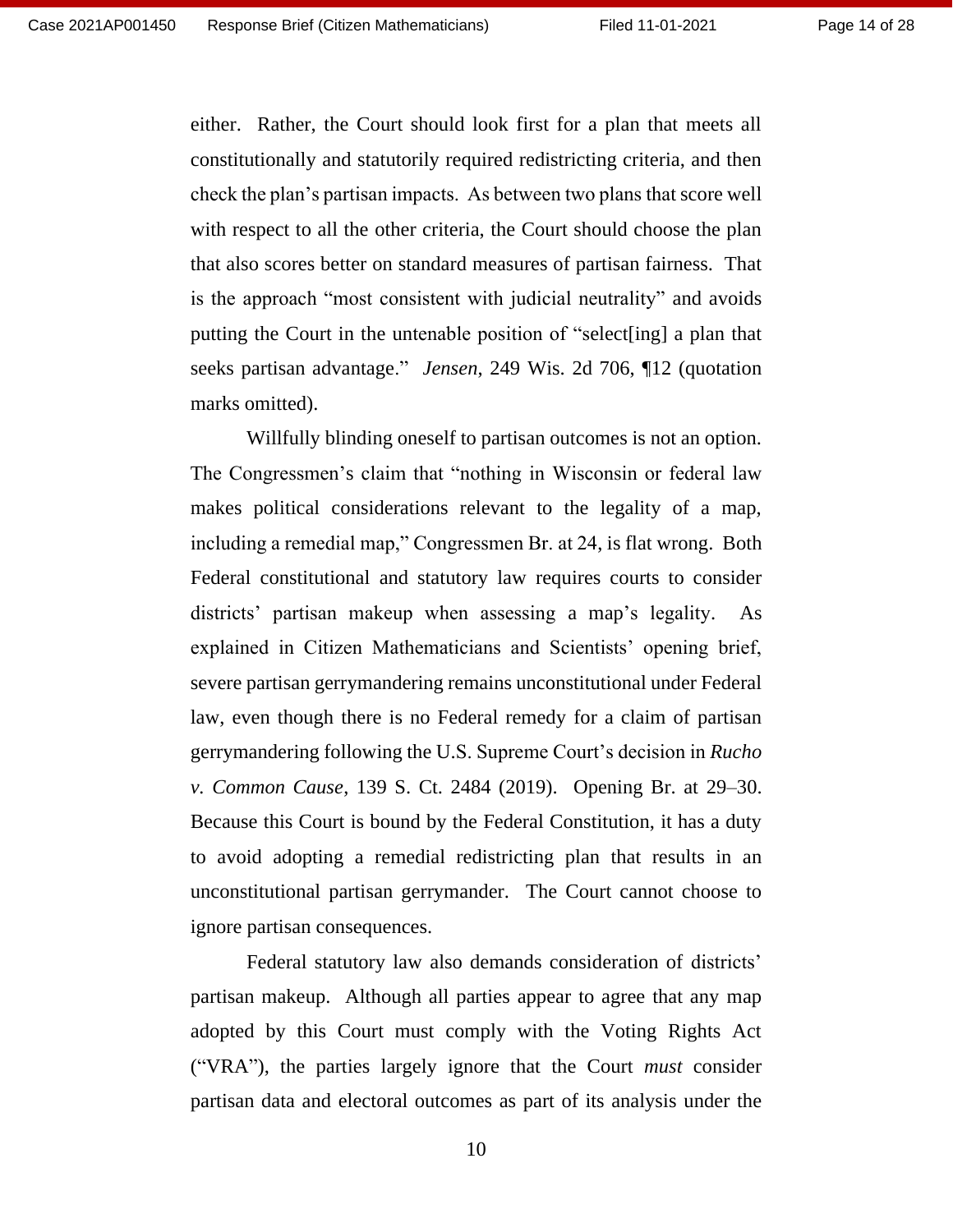either. Rather, the Court should look first for a plan that meets all constitutionally and statutorily required redistricting criteria, and then check the plan's partisan impacts. As between two plans that score well with respect to all the other criteria, the Court should choose the plan that also scores better on standard measures of partisan fairness. That is the approach "most consistent with judicial neutrality" and avoids putting the Court in the untenable position of "select[ing] a plan that seeks partisan advantage." *Jensen*, 249 Wis. 2d 706, ¶12 (quotation marks omitted).

Willfully blinding oneself to partisan outcomes is not an option. The Congressmen's claim that "nothing in Wisconsin or federal law makes political considerations relevant to the legality of a map, including a remedial map," Congressmen Br. at 24, is flat wrong. Both Federal constitutional and statutory law requires courts to consider districts' partisan makeup when assessing a map's legality. As explained in Citizen Mathematicians and Scientists' opening brief, severe partisan gerrymandering remains unconstitutional under Federal law, even though there is no Federal remedy for a claim of partisan gerrymandering following the U.S. Supreme Court's decision in *Rucho v. Common Cause*, 139 S. Ct. 2484 (2019). Opening Br. at 29–30. Because this Court is bound by the Federal Constitution, it has a duty to avoid adopting a remedial redistricting plan that results in an unconstitutional partisan gerrymander. The Court cannot choose to ignore partisan consequences.

Federal statutory law also demands consideration of districts' partisan makeup. Although all parties appear to agree that any map adopted by this Court must comply with the Voting Rights Act ("VRA"), the parties largely ignore that the Court *must* consider partisan data and electoral outcomes as part of its analysis under the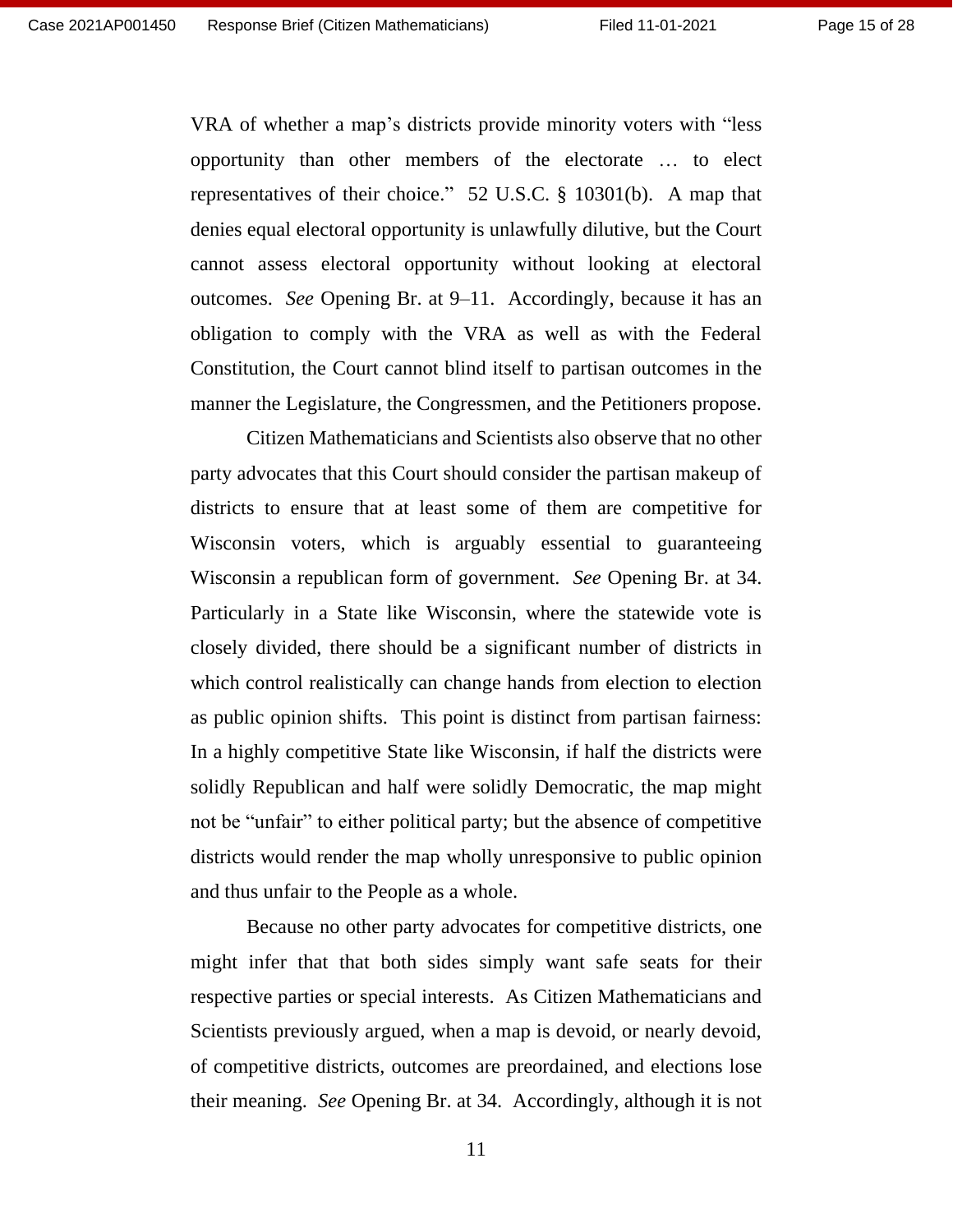VRA of whether a map's districts provide minority voters with "less opportunity than other members of the electorate … to elect representatives of their choice." 52 U.S.C. § 10301(b). A map that denies equal electoral opportunity is unlawfully dilutive, but the Court cannot assess electoral opportunity without looking at electoral outcomes. *See* Opening Br. at 9–11. Accordingly, because it has an obligation to comply with the VRA as well as with the Federal Constitution, the Court cannot blind itself to partisan outcomes in the manner the Legislature, the Congressmen, and the Petitioners propose.

Citizen Mathematicians and Scientists also observe that no other party advocates that this Court should consider the partisan makeup of districts to ensure that at least some of them are competitive for Wisconsin voters, which is arguably essential to guaranteeing Wisconsin a republican form of government. *See* Opening Br. at 34. Particularly in a State like Wisconsin, where the statewide vote is closely divided, there should be a significant number of districts in which control realistically can change hands from election to election as public opinion shifts. This point is distinct from partisan fairness: In a highly competitive State like Wisconsin, if half the districts were solidly Republican and half were solidly Democratic, the map might not be "unfair" to either political party; but the absence of competitive districts would render the map wholly unresponsive to public opinion and thus unfair to the People as a whole.

Because no other party advocates for competitive districts, one might infer that that both sides simply want safe seats for their respective parties or special interests. As Citizen Mathematicians and Scientists previously argued, when a map is devoid, or nearly devoid, of competitive districts, outcomes are preordained, and elections lose their meaning. *See* Opening Br. at 34. Accordingly, although it is not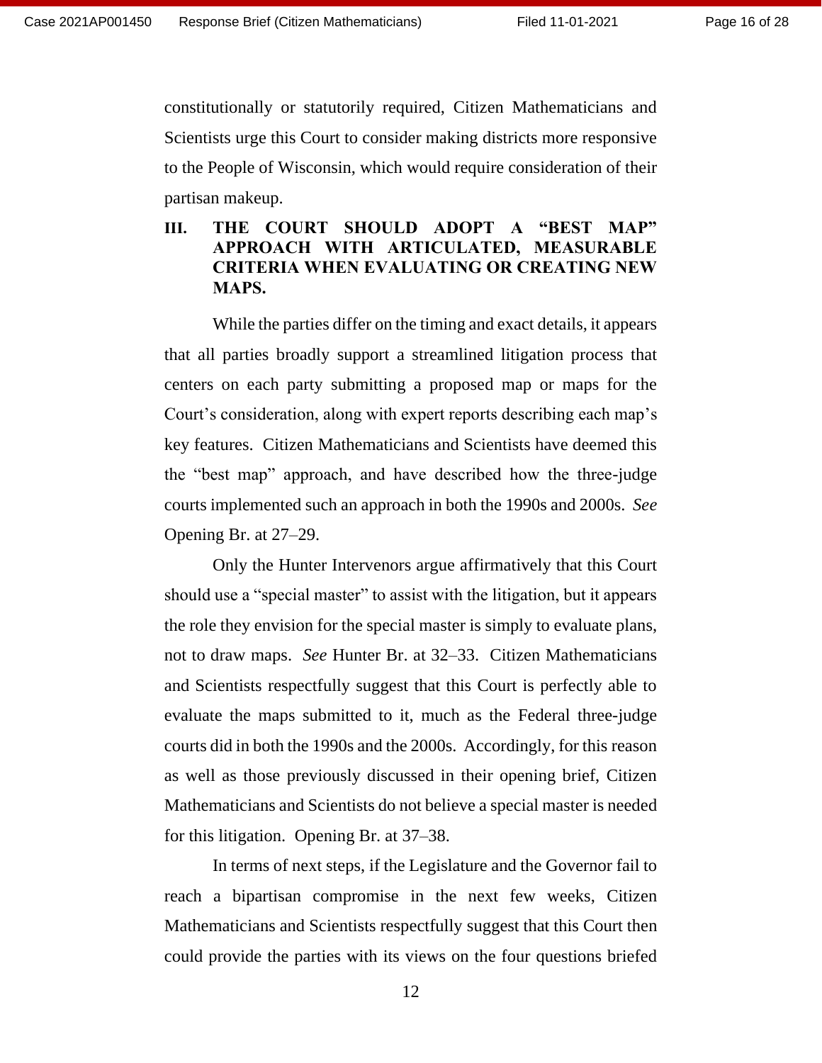constitutionally or statutorily required, Citizen Mathematicians and Scientists urge this Court to consider making districts more responsive to the People of Wisconsin, which would require consideration of their partisan makeup.

## III. THE COURT SHOULD ADOPT A "BEST MAP" APPROACH WITH ARTICULATED, MEASURABLE CRITERIA WHEN EVALUATING OR CREATING NEW MAPS.

While the parties differ on the timing and exact details, it appears that all parties broadly support a streamlined litigation process that centers on each party submitting a proposed map or maps for the Court's consideration, along with expert reports describing each map's key features. Citizen Mathematicians and Scientists have deemed this the "best map" approach, and have described how the three-judge courts implemented such an approach in both the 1990s and 2000s. *See* Opening Br. at 27–29.

Only the Hunter Intervenors argue affirmatively that this Court should use a "special master" to assist with the litigation, but it appears the role they envision for the special master is simply to evaluate plans, not to draw maps. *See* Hunter Br. at 32–33. Citizen Mathematicians and Scientists respectfully suggest that this Court is perfectly able to evaluate the maps submitted to it, much as the Federal three-judge courts did in both the 1990s and the 2000s. Accordingly, for this reason as well as those previously discussed in their opening brief, Citizen Mathematicians and Scientists do not believe a special master is needed for this litigation. Opening Br. at 37–38.

In terms of next steps, if the Legislature and the Governor fail to reach a bipartisan compromise in the next few weeks, Citizen Mathematicians and Scientists respectfully suggest that this Court then could provide the parties with its views on the four questions briefed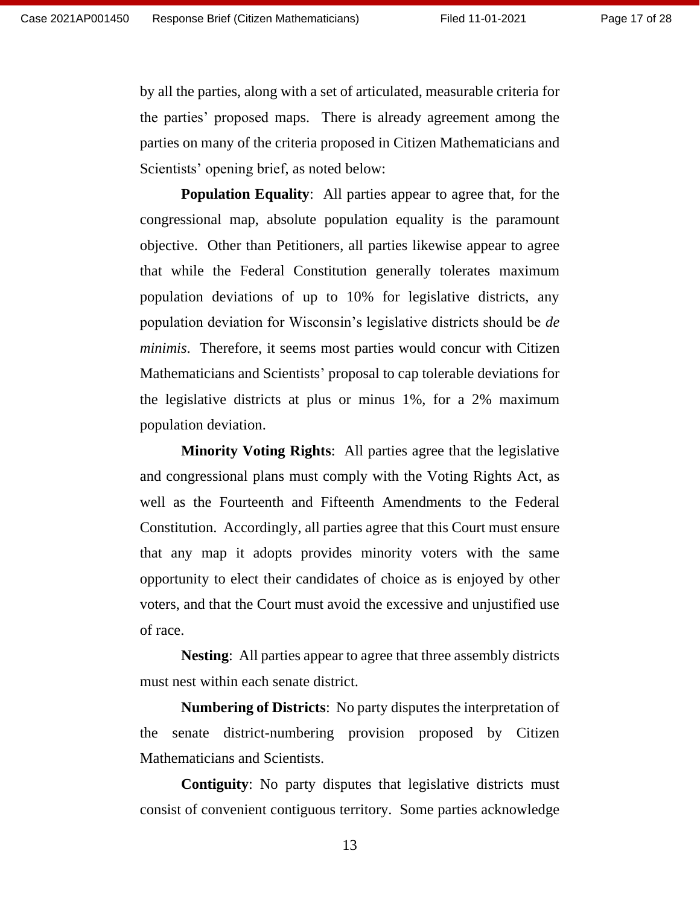by all the parties, along with a set of articulated, measurable criteria for the parties' proposed maps. There is already agreement among the parties on many of the criteria proposed in Citizen Mathematicians and Scientists' opening brief, as noted below:

**Population Equality**: All parties appear to agree that, for the congressional map, absolute population equality is the paramount objective. Other than Petitioners, all parties likewise appear to agree that while the Federal Constitution generally tolerates maximum population deviations of up to 10% for legislative districts, any population deviation for Wisconsin's legislative districts should be *de minimis*. Therefore, it seems most parties would concur with Citizen Mathematicians and Scientists' proposal to cap tolerable deviations for the legislative districts at plus or minus 1%, for a 2% maximum population deviation.

**Minority Voting Rights**: All parties agree that the legislative and congressional plans must comply with the Voting Rights Act, as well as the Fourteenth and Fifteenth Amendments to the Federal Constitution. Accordingly, all parties agree that this Court must ensure that any map it adopts provides minority voters with the same opportunity to elect their candidates of choice as is enjoyed by other voters, and that the Court must avoid the excessive and unjustified use of race.

**Nesting**: All parties appear to agree that three assembly districts must nest within each senate district.

**Numbering of Districts**: No party disputes the interpretation of the senate district-numbering provision proposed by Citizen Mathematicians and Scientists.

**Contiguity**: No party disputes that legislative districts must consist of convenient contiguous territory. Some parties acknowledge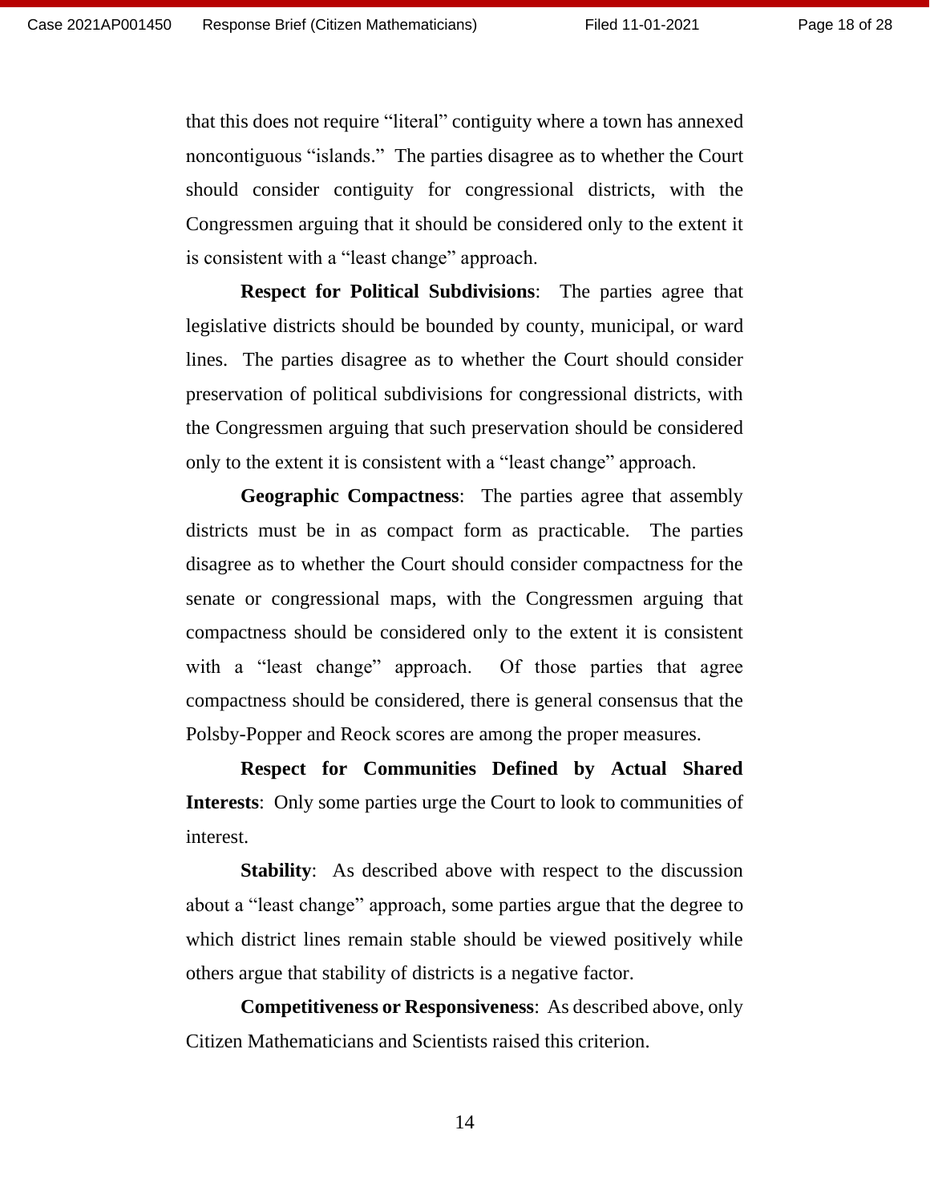that this does not require "literal" contiguity where a town has annexed noncontiguous "islands." The parties disagree as to whether the Court should consider contiguity for congressional districts, with the Congressmen arguing that it should be considered only to the extent it is consistent with a "least change" approach.

**Respect for Political Subdivisions**: The parties agree that legislative districts should be bounded by county, municipal, or ward lines. The parties disagree as to whether the Court should consider preservation of political subdivisions for congressional districts, with the Congressmen arguing that such preservation should be considered only to the extent it is consistent with a "least change" approach.

**Geographic Compactness**: The parties agree that assembly districts must be in as compact form as practicable. The parties disagree as to whether the Court should consider compactness for the senate or congressional maps, with the Congressmen arguing that compactness should be considered only to the extent it is consistent with a "least change" approach. Of those parties that agree compactness should be considered, there is general consensus that the Polsby-Popper and Reock scores are among the proper measures.

**Respect for Communities Defined by Actual Shared Interests**: Only some parties urge the Court to look to communities of interest.

**Stability**: As described above with respect to the discussion about a "least change" approach, some parties argue that the degree to which district lines remain stable should be viewed positively while others argue that stability of districts is a negative factor.

**Competitiveness or Responsiveness**: As described above, only Citizen Mathematicians and Scientists raised this criterion.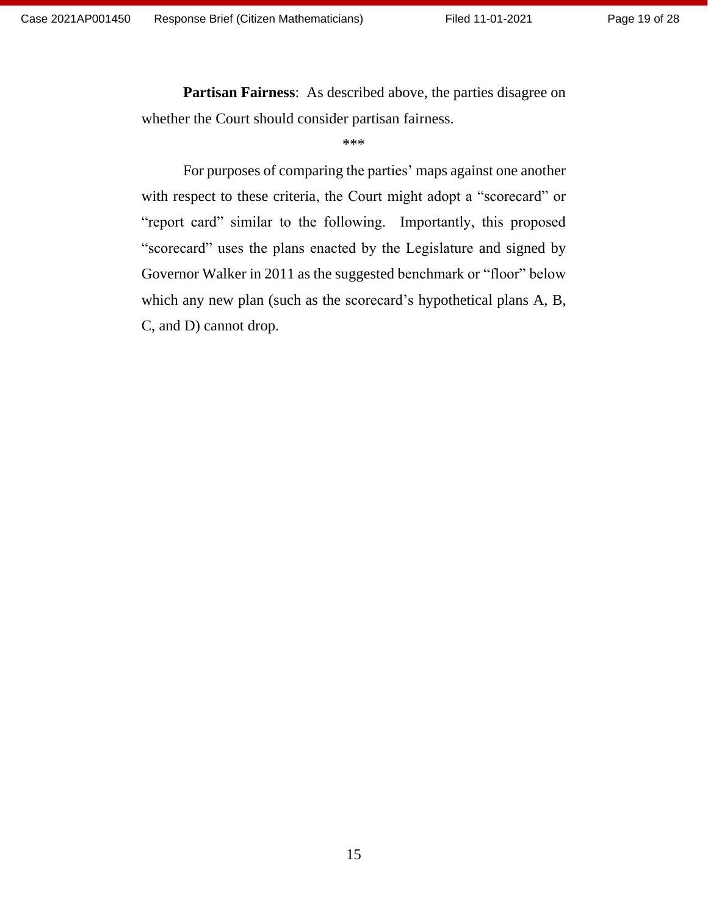**Partisan Fairness**: As described above, the parties disagree on whether the Court should consider partisan fairness.

***

For purposes of comparing the parties' maps against one another with respect to these criteria, the Court might adopt a "scorecard" or "report card" similar to the following. Importantly, this proposed "scorecard" uses the plans enacted by the Legislature and signed by Governor Walker in 2011 as the suggested benchmark or "floor" below which any new plan (such as the scorecard's hypothetical plans A, B, C, and D) cannot drop.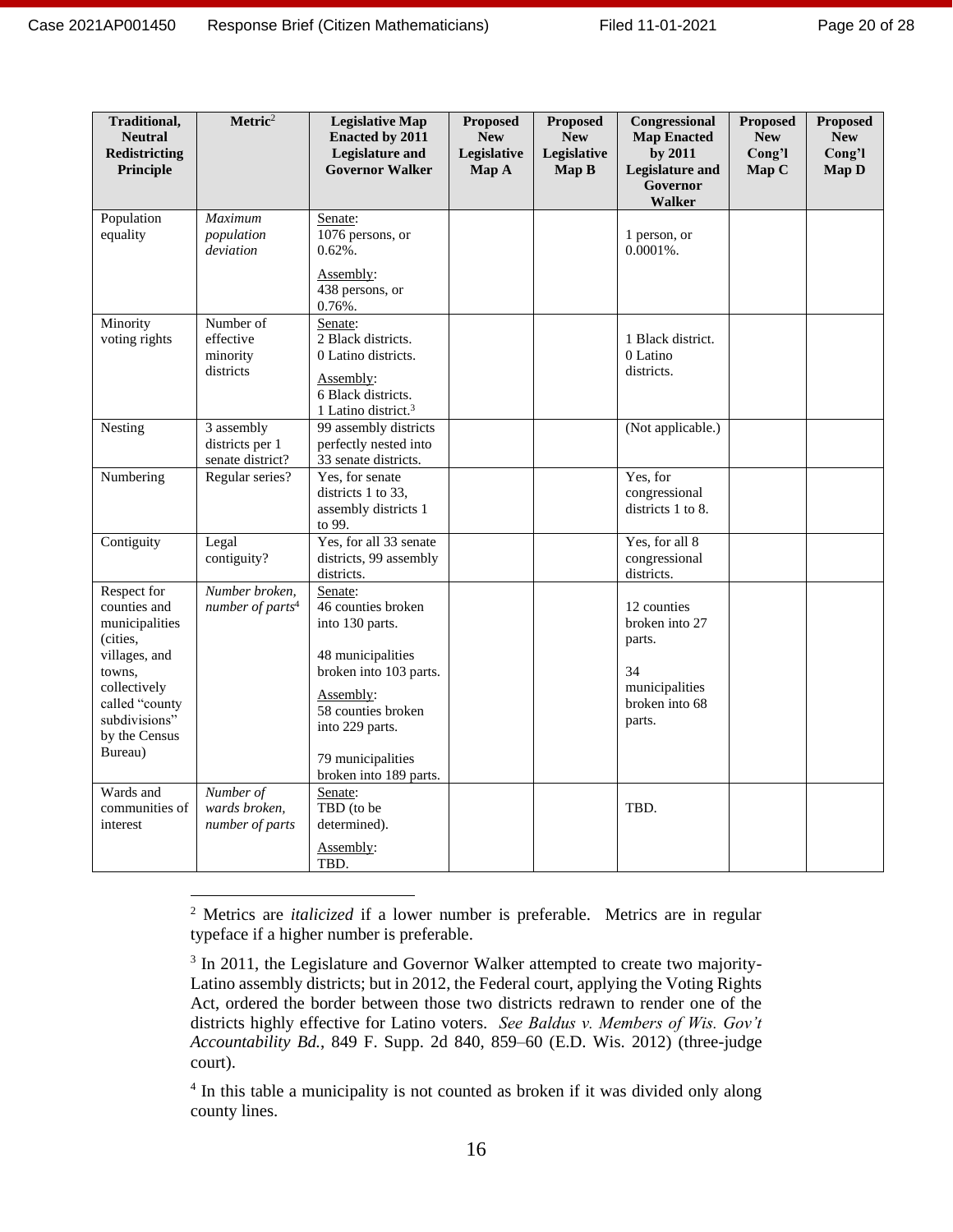| Traditional, Neutral Redistricting Principle | Metric[2] | Legislative Map Enacted by 2011 Legislature and Governor Walker | Proposed New Legislative Map A | Proposed New Legislative Map B | Congressional Map Enacted by 2011 Legislature and Governor Walker | Proposed New Cong'l Map C | Proposed New Cong'l Map D |
|---|---|---|---|---|---|---|---|
| Population equality | *Maximum population deviation* | Senate: 1076 persons, or 0.62%. Assembly: 438 persons, or 0.76%. | | | 1 person, or 0.0001%. | | |
| Minority voting rights | Number of effective minority districts | Senate: 2 Black districts. 0 Latino districts. Assembly: 6 Black districts. 1 Latino district.[3] | | | 1 Black district. 0 Latino districts. | | |
| Nesting | 3 assembly districts per 1 senate district? | 99 assembly districts perfectly nested into 33 senate districts. | | | (Not applicable.) | | |
| Numbering | Regular series? | Yes, for senate districts 1 to 33, assembly districts 1 to 99. | | | Yes, for congressional districts 1 to 8. | | |
| Contiguity | Legal contiguity? | Yes, for all 33 senate districts, 99 assembly districts. | | | Yes, for all 8 congressional districts. | | |
| Respect for counties and municipalities (cities, villages, and towns, collectively called "county subdivisions" by the Census Bureau) | *Number broken, number of parts*[4] | Senate: 46 counties broken into 130 parts. 48 municipalities broken into 103 parts. Assembly: 58 counties broken into 229 parts. 79 municipalities broken into 189 parts. | | | 12 counties broken into 27 parts. 34 municipalities broken into 68 parts. | | |
| Wards and communities of interest | *Number of wards broken, number of parts* | Senate: TBD (to be determined). Assembly: TBD. | | | TBD. | | |

[2] Metrics are *italicized* if a lower number is preferable. Metrics are in regular typeface if a higher number is preferable.

[3] In 2011, the Legislature and Governor Walker attempted to create two majority-Latino assembly districts; but in 2012, the Federal court, applying the Voting Rights Act, ordered the border between those two districts redrawn to render one of the districts highly effective for Latino voters. *See Baldus v. Members of Wis. Gov't Accountability Bd.*, 849 F. Supp. 2d 840, 859–60 (E.D. Wis. 2012) (three-judge court).

[4] In this table a municipality is not counted as broken if it was divided only along county lines.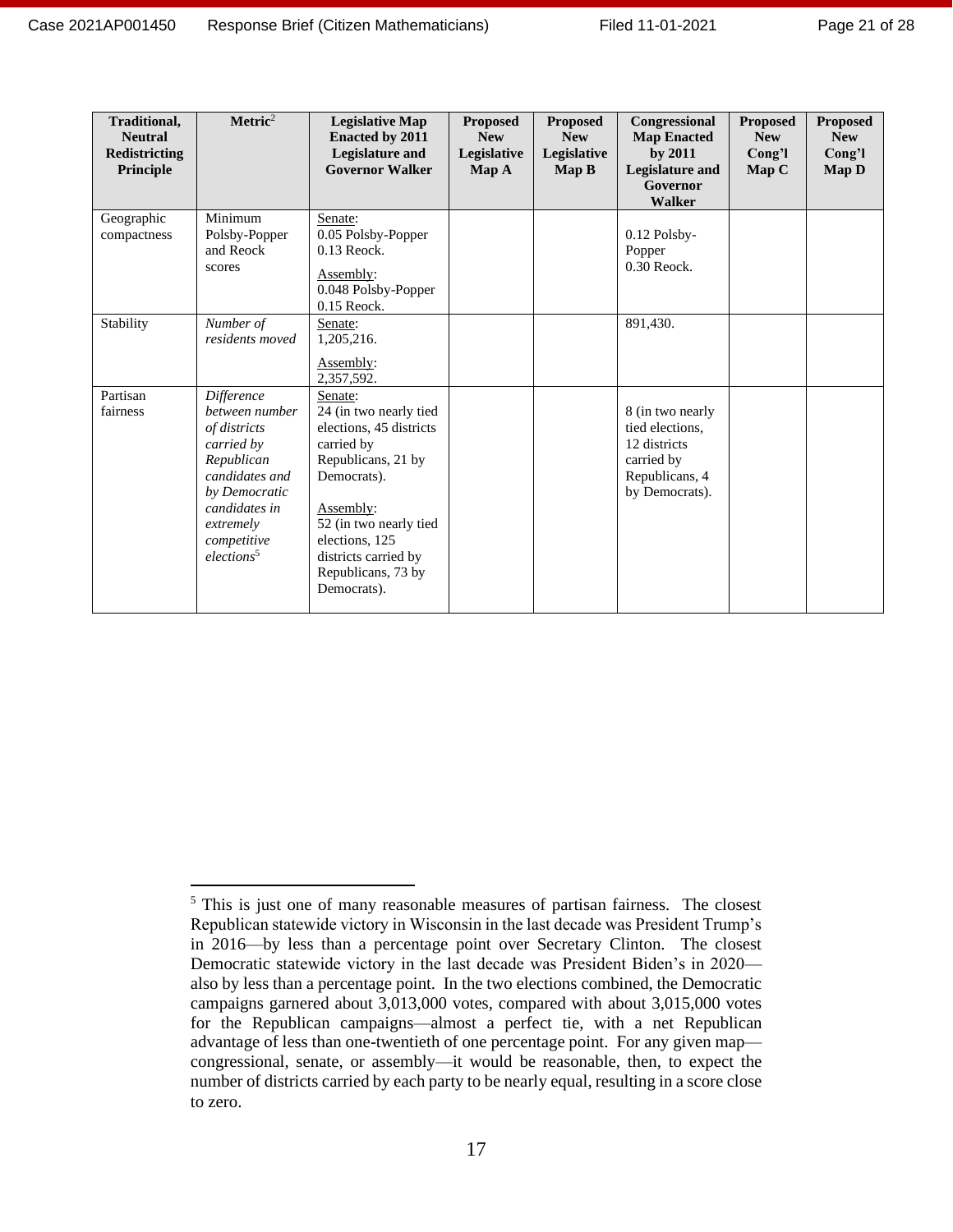| Traditional, Neutral Redistricting Principle | Metric[2] | Legislative Map Enacted by 2011 Legislature and Governor Walker | Proposed New Legislative Map A | Proposed New Legislative Map B | Congressional Map Enacted by 2011 Legislature and Governor Walker | Proposed New Cong'l Map C | Proposed New Cong'l Map D |
|---|---|---|---|---|---|---|---|
| Geographic compactness | Minimum Polsby-Popper and Reock scores | Senate: 0.05 Polsby-Popper 0.13 Reock. Assembly: 0.048 Polsby-Popper 0.15 Reock. | | | 0.12 Polsby-Popper 0.30 Reock. | | |
| Stability | *Number of residents moved* | Senate: 1,205,216. Assembly: 2,357,592. | | | 891,430. | | |
| Partisan fairness | *Difference between number of districts carried by Republican candidates and by Democratic candidates in extremely competitive elections*[5] | Senate: 24 (in two nearly tied elections, 45 districts carried by Republicans, 21 by Democrats). Assembly: 52 (in two nearly tied elections, 125 districts carried by Republicans, 73 by Democrats). | | | 8 (in two nearly tied elections, 12 districts carried by Republicans, 4 by Democrats). | | |

---

[5] This is just one of many reasonable measures of partisan fairness. The closest Republican statewide victory in Wisconsin in the last decade was President Trump's in 2016—by less than a percentage point over Secretary Clinton. The closest Democratic statewide victory in the last decade was President Biden's in 2020—also by less than a percentage point. In the two elections combined, the Democratic campaigns garnered about 3,013,000 votes, compared with about 3,015,000 votes for the Republican campaigns—almost a perfect tie, with a net Republican advantage of less than one-twentieth of one percentage point. For any given map—congressional, senate, or assembly—it would be reasonable, then, to expect the number of districts carried by each party to be nearly equal, resulting in a score close to zero.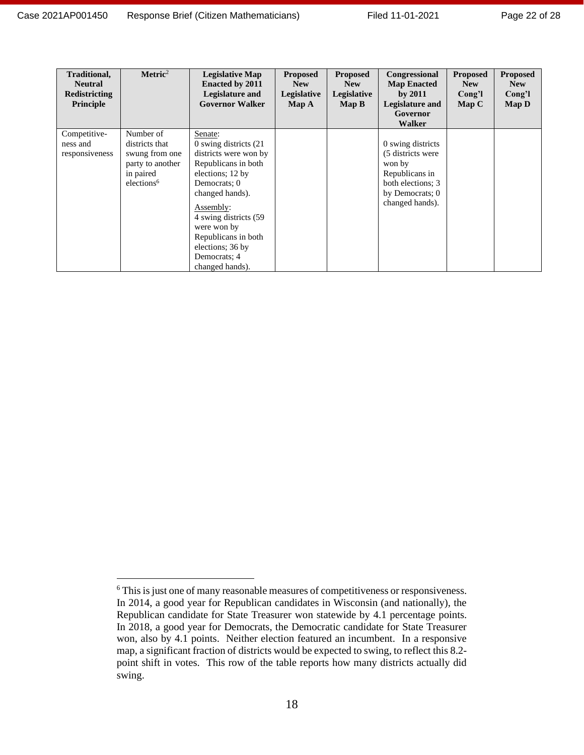| Traditional, Neutral Redistricting Principle | Metric[2] | Legislative Map Enacted by 2011 Legislature and Governor Walker | Proposed New Legislative Map A | Proposed New Legislative Map B | Congressional Map Enacted by 2011 Legislature and Governor Walker | Proposed New Cong'l Map C | Proposed New Cong'l Map D |
|---|---|---|---|---|---|---|---|
| Competitive-ness and responsiveness | Number of districts that swung from one party to another in paired elections[6] | Senate: 0 swing districts (21 districts were won by Republicans in both elections; 12 by Democrats; 0 changed hands). Assembly: 4 swing districts (59 were won by Republicans in both elections; 36 by Democrats; 4 changed hands). | | | 0 swing districts (5 districts were won by Republicans in both elections; 3 by Democrats; 0 changed hands). | | |

[6] This is just one of many reasonable measures of competitiveness or responsiveness. In 2014, a good year for Republican candidates in Wisconsin (and nationally), the Republican candidate for State Treasurer won statewide by 4.1 percentage points. In 2018, a good year for Democrats, the Democratic candidate for State Treasurer won, also by 4.1 points. Neither election featured an incumbent. In a responsive map, a significant fraction of districts would be expected to swing, to reflect this 8.2-point shift in votes. This row of the table reports how many districts actually did swing.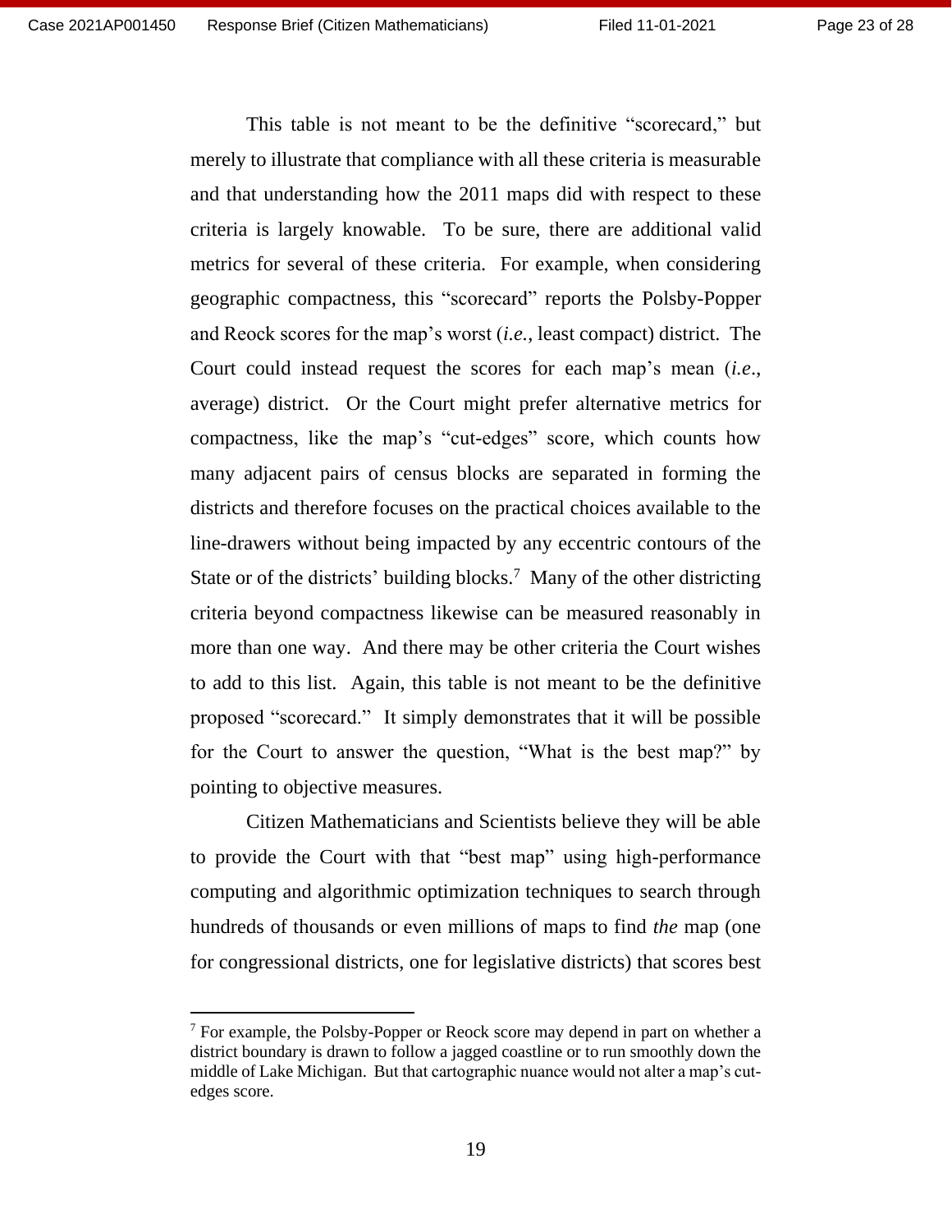This table is not meant to be the definitive "scorecard," but merely to illustrate that compliance with all these criteria is measurable and that understanding how the 2011 maps did with respect to these criteria is largely knowable. To be sure, there are additional valid metrics for several of these criteria. For example, when considering geographic compactness, this "scorecard" reports the Polsby-Popper and Reock scores for the map's worst (*i.e.*, least compact) district. The Court could instead request the scores for each map's mean (*i.e.*, average) district. Or the Court might prefer alternative metrics for compactness, like the map's "cut-edges" score, which counts how many adjacent pairs of census blocks are separated in forming the districts and therefore focuses on the practical choices available to the line-drawers without being impacted by any eccentric contours of the State or of the districts' building blocks.[7] Many of the other districting criteria beyond compactness likewise can be measured reasonably in more than one way. And there may be other criteria the Court wishes to add to this list. Again, this table is not meant to be the definitive proposed "scorecard." It simply demonstrates that it will be possible for the Court to answer the question, "What is the best map?" by pointing to objective measures.

Citizen Mathematicians and Scientists believe they will be able to provide the Court with that "best map" using high-performance computing and algorithmic optimization techniques to search through hundreds of thousands or even millions of maps to find *the* map (one for congressional districts, one for legislative districts) that scores best

---

[7] For example, the Polsby-Popper or Reock score may depend in part on whether a district boundary is drawn to follow a jagged coastline or to run smoothly down the middle of Lake Michigan. But that cartographic nuance would not alter a map's cut-edges score.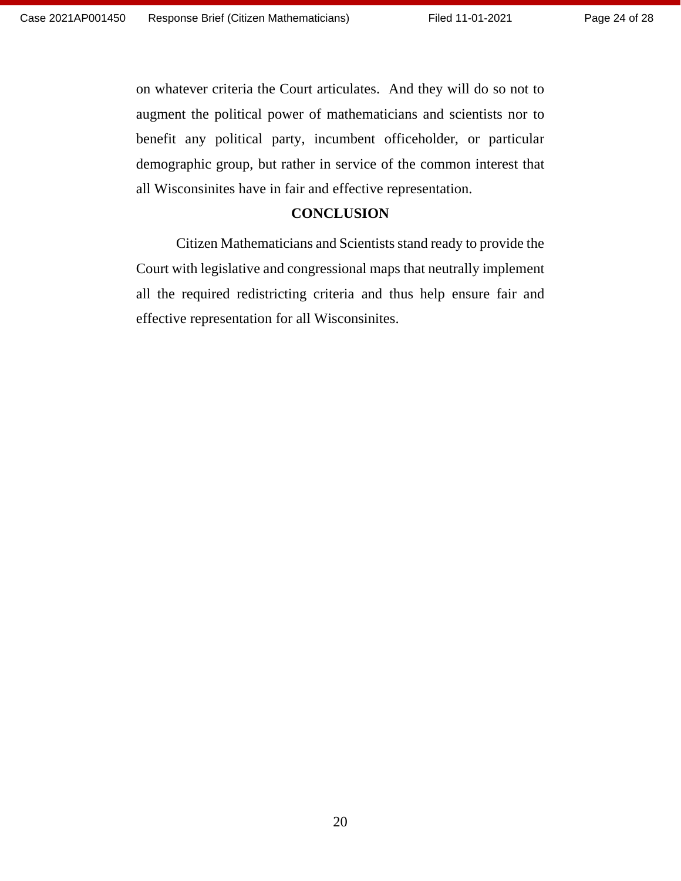on whatever criteria the Court articulates. And they will do so not to augment the political power of mathematicians and scientists nor to benefit any political party, incumbent officeholder, or particular demographic group, but rather in service of the common interest that all Wisconsinites have in fair and effective representation.

## CONCLUSION

Citizen Mathematicians and Scientists stand ready to provide the Court with legislative and congressional maps that neutrally implement all the required redistricting criteria and thus help ensure fair and effective representation for all Wisconsinites.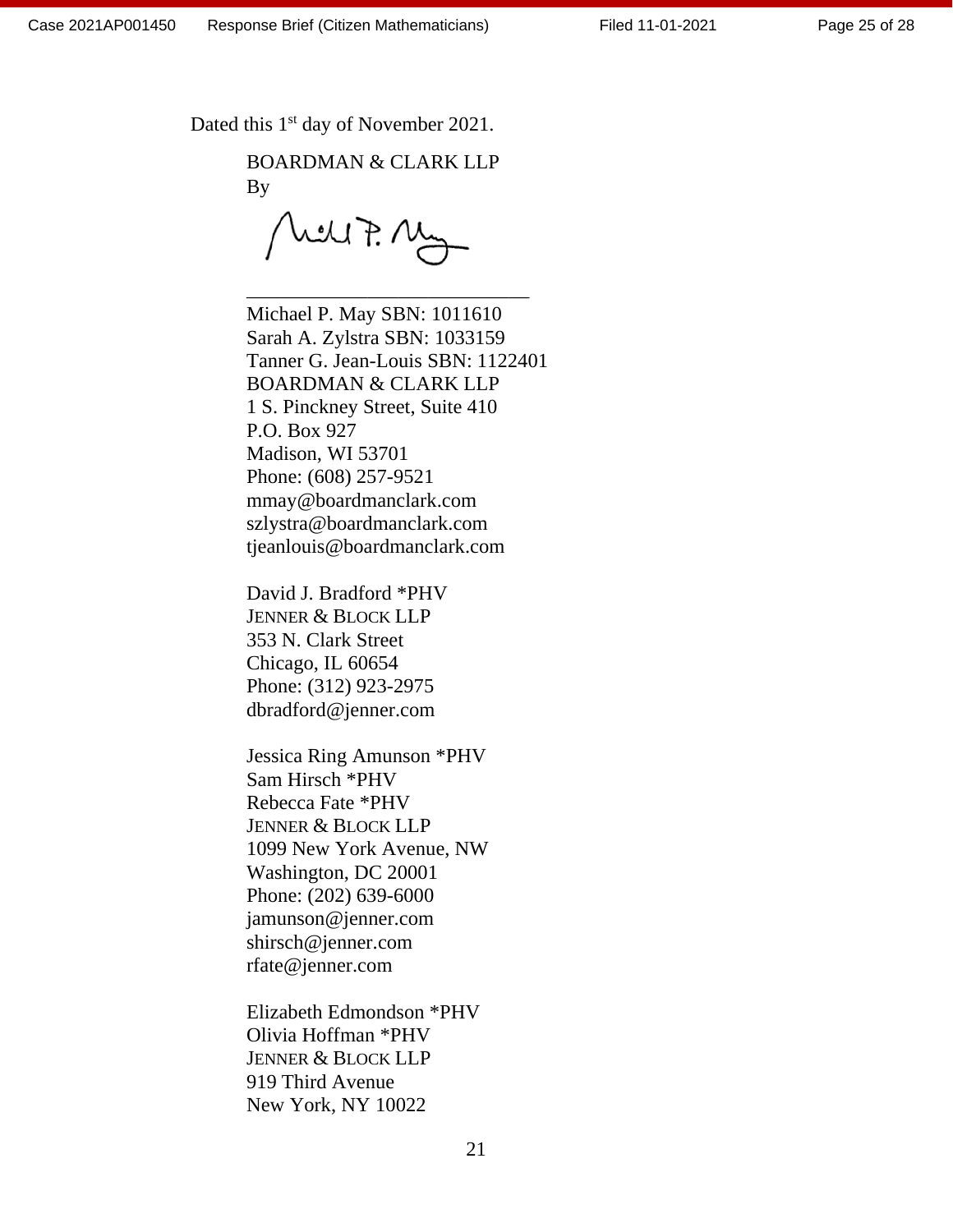Dated this 1st day of November 2021.

BOARDMAN & CLARK LLP
By

\_\_\_\_\_\_\_\_\_\_\_\_\_\_\_\_\_\_\_\_\_\_\_\_\_\_\_\_

Michael P. May SBN: 1011610
Sarah A. Zylstra SBN: 1033159
Tanner G. Jean-Louis SBN: 1122401
BOARDMAN & CLARK LLP
1 S. Pinckney Street, Suite 410
P.O. Box 927
Madison, WI 53701
Phone: (608) 257-9521
mmay@boardmanclark.com
szlystra@boardmanclark.com
tjeanlouis@boardmanclark.com

David J. Bradford *PHV
JENNER & BLOCK LLP
353 N. Clark Street
Chicago, IL 60654
Phone: (312) 923-2975
dbradford@jenner.com

Jessica Ring Amunson *PHV
Sam Hirsch *PHV
Rebecca Fate *PHV
JENNER & BLOCK LLP
1099 New York Avenue, NW
Washington, DC 20001
Phone: (202) 639-6000
jamunson@jenner.com
shirsch@jenner.com
rfate@jenner.com

Elizabeth Edmondson *PHV
Olivia Hoffman *PHV
JENNER & BLOCK LLP
919 Third Avenue
New York, NY 10022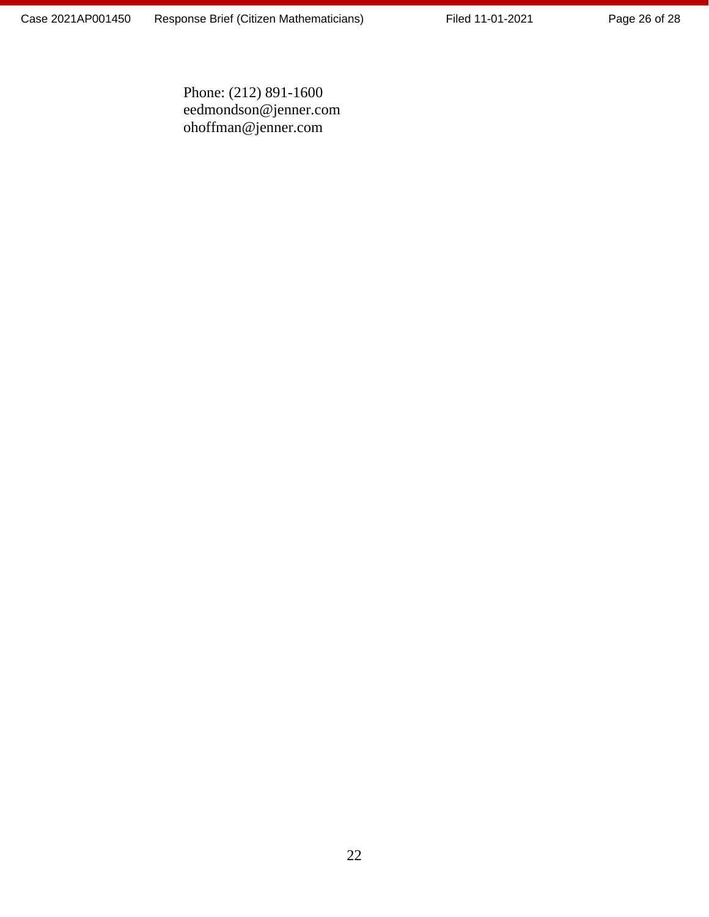Phone: (212) 891-1600
eedmondson@jenner.com
ohoffman@jenner.com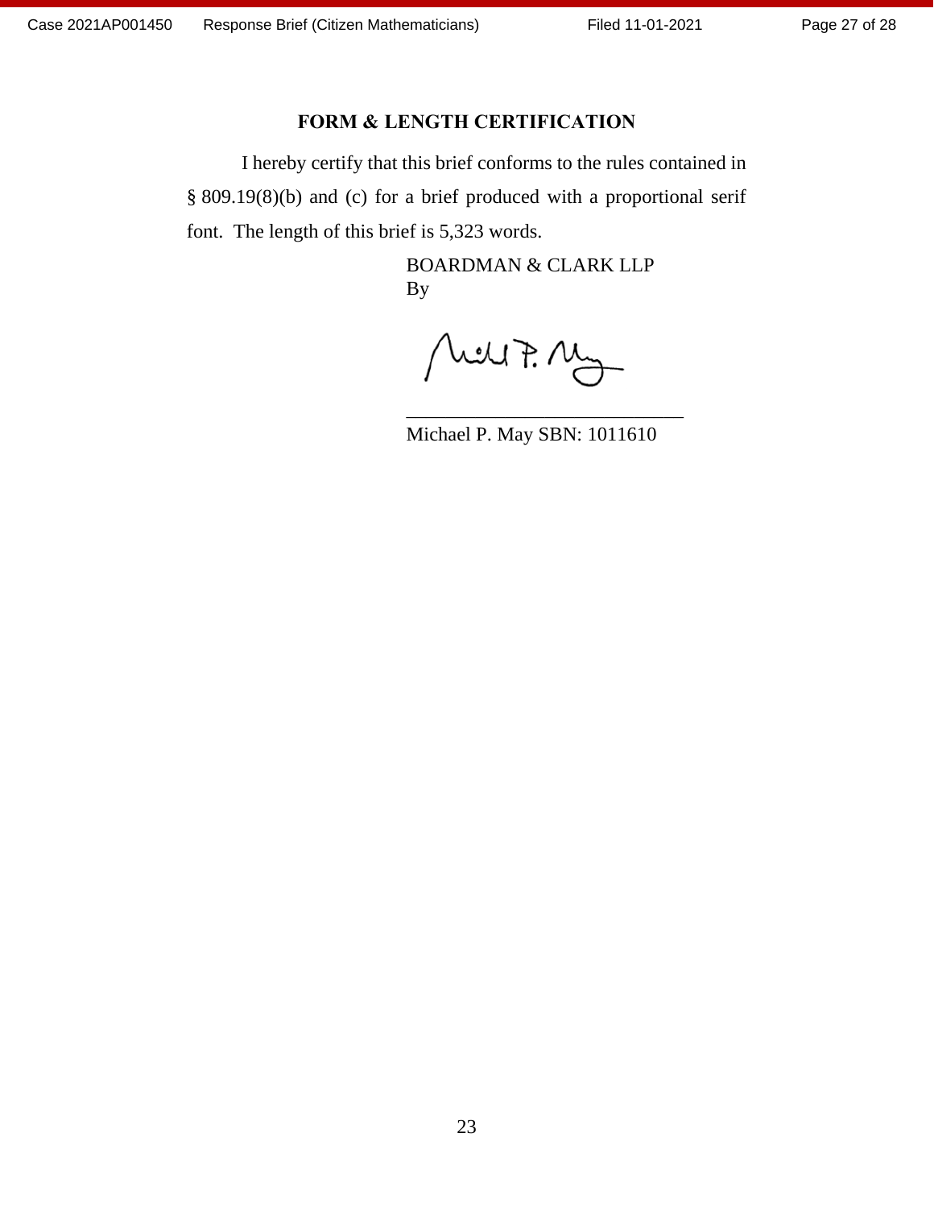## FORM & LENGTH CERTIFICATION

I hereby certify that this brief conforms to the rules contained in § 809.19(8)(b) and (c) for a brief produced with a proportional serif font. The length of this brief is 5,323 words.

BOARDMAN & CLARK LLP
By

\_\_\_\_\_\_\_\_\_\_\_\_\_\_\_\_\_\_\_\_\_\_\_\_\_\_\_\_\_\_
Michael P. May SBN: 1011610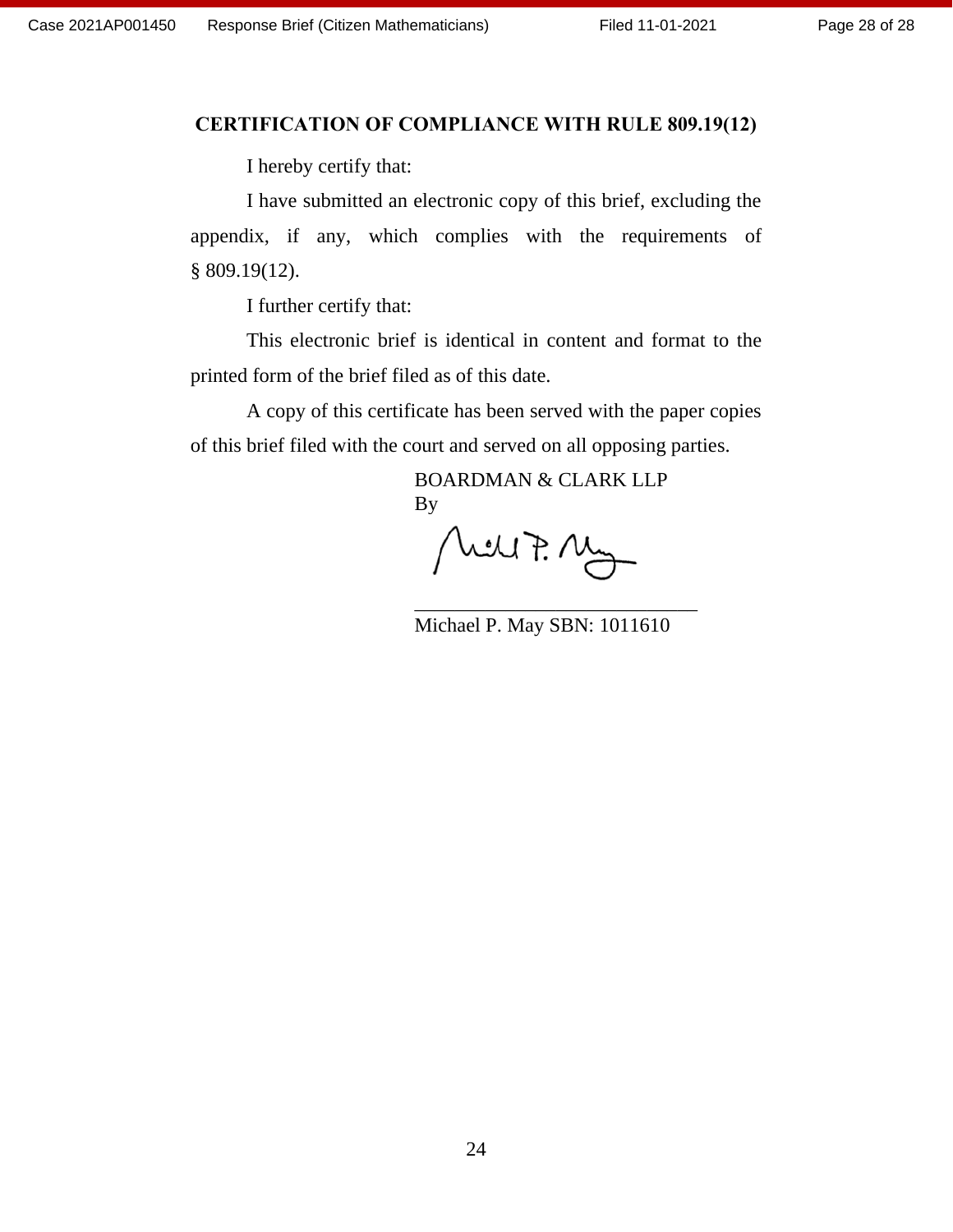## CERTIFICATION OF COMPLIANCE WITH RULE 809.19(12)

I hereby certify that:

I have submitted an electronic copy of this brief, excluding the appendix, if any, which complies with the requirements of § 809.19(12).

I further certify that:

This electronic brief is identical in content and format to the printed form of the brief filed as of this date.

A copy of this certificate has been served with the paper copies of this brief filed with the court and served on all opposing parties.

BOARDMAN & CLARK LLP
By

_____________________________
Michael P. May SBN: 1011610